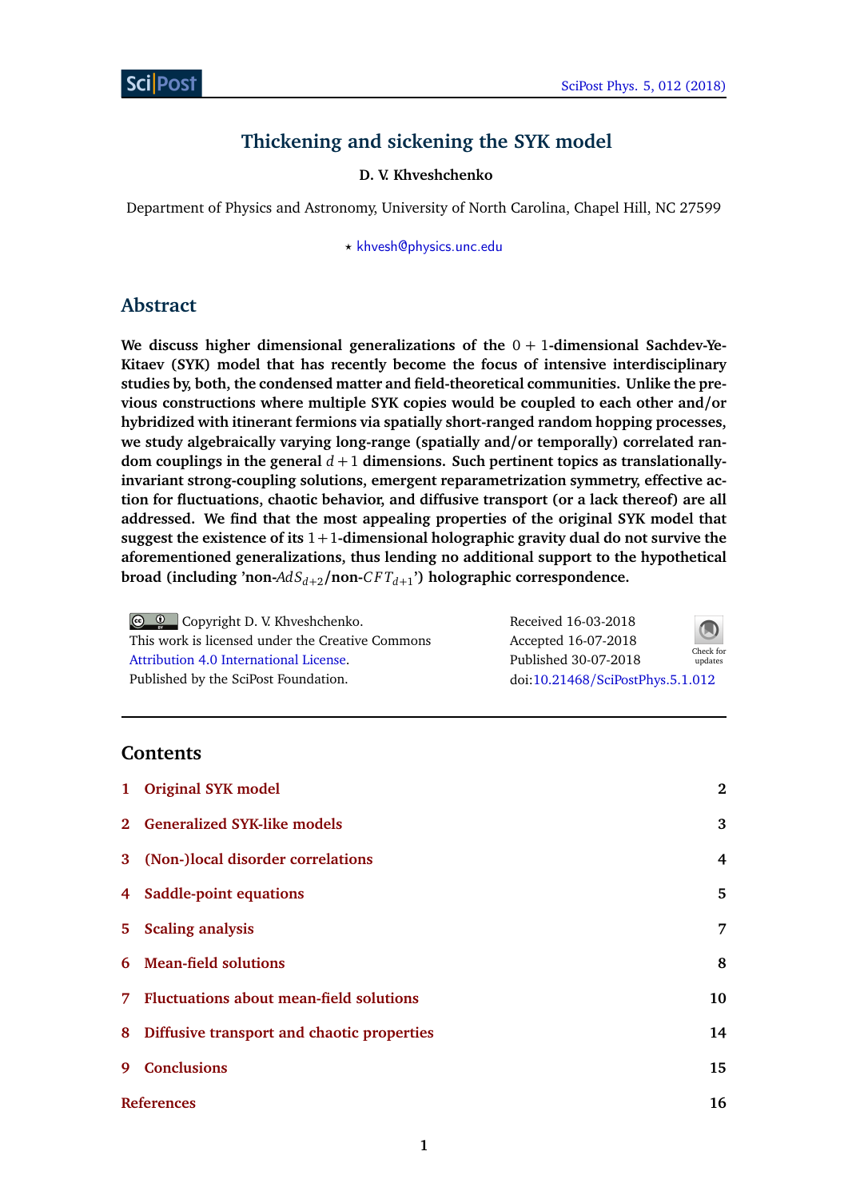# Thickening and sickening the SYK model

**D. V. Khveshchenko**

Department of Physics and Astronomy, University of North Carolina, Chapel Hill, NC 27599

⋆ khvesh@physics.unc.edu

## Abstract

**We discuss higher dimensional generalizations of the $0+1$-dimensional Sachdev-Ye-Kitaev (SYK) model that has recently become the focus of intensive interdisciplinary studies by, both, the condensed matter and field-theoretical communities. Unlike the previous constructions where multiple SYK copies would be coupled to each other and/or hybridized with itinerant fermions via spatially short-ranged random hopping processes, we study algebraically varying long-range (spatially and/or temporally) correlated random couplings in the general $d+1$ dimensions. Such pertinent topics as translationally-invariant strong-coupling solutions, emergent reparametrization symmetry, effective action for fluctuations, chaotic behavior, and diffusive transport (or a lack thereof) are all addressed. We find that the most appealing properties of the original SYK model that suggest the existence of its $1+1$-dimensional holographic gravity dual do not survive the aforementioned generalizations, thus lending no additional support to the hypothetical broad (including 'non-$AdS_{d+2}$/non-$CFT_{d+1}$') holographic correspondence.**

Copyright D. V. Khveshchenko.
This work is licensed under the Creative Commons Attribution 4.0 International License.
Published by the SciPost Foundation.

Received 16-03-2018
Accepted 16-07-2018
Published 30-07-2018
doi:10.21468/SciPostPhys.5.1.012

## Contents

| | | |
|---|---|---|
| 1 | Original SYK model | 2 |
| 2 | Generalized SYK-like models | 3 |
| 3 | (Non-)local disorder correlations | 4 |
| 4 | Saddle-point equations | 5 |
| 5 | Scaling analysis | 7 |
| 6 | Mean-field solutions | 8 |
| 7 | Fluctuations about mean-field solutions | 10 |
| 8 | Diffusive transport and chaotic properties | 14 |
| 9 | Conclusions | 15 |
| | References | 16 |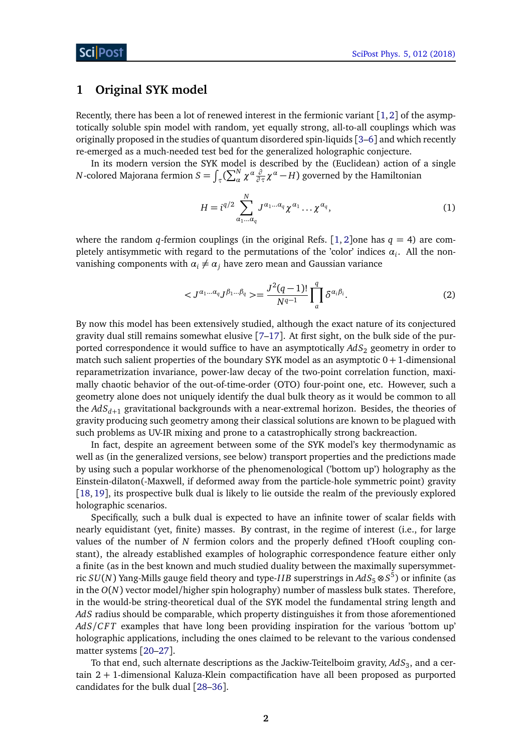# 1 Original SYK model

Recently, there has been a lot of renewed interest in the fermionic variant [1, 2] of the asymptotically soluble spin model with random, yet equally strong, all-to-all couplings which was originally proposed in the studies of quantum disordered spin-liquids [3–6] and which recently re-emerged as a much-needed test bed for the generalized holographic conjecture.

In its modern version the SYK model is described by the (Euclidean) action of a single $N$-colored Majorana fermion $S = \int_\tau (\sum_\alpha^N \chi^\alpha \frac{\partial}{\partial \tau} \chi^\alpha - H)$ governed by the Hamiltonian

$$H = i^{q/2} \sum_{\alpha_1 \ldots \alpha_q}^{N} J^{\alpha_1 \ldots \alpha_q} \chi^{\alpha_1} \ldots \chi^{\alpha_q}, \tag{1}$$

where the random $q$-fermion couplings (in the original Refs. [1, 2]one has $q = 4$) are completely antisymmetric with regard to the permutations of the 'color' indices $\alpha_i$. All the non-vanishing components with $\alpha_i \neq \alpha_j$ have zero mean and Gaussian variance

$$< J^{\alpha_1 \ldots \alpha_q} J^{\beta_1 \ldots \beta_q} >= \frac{J^2 (q-1)!}{N^{q-1}} \prod_a^q \delta^{\alpha_i \beta_i}. \tag{2}$$

By now this model has been extensively studied, although the exact nature of its conjectured gravity dual still remains somewhat elusive [7–17]. At first sight, on the bulk side of the purported correspondence it would suffice to have an asymptotically $AdS_2$ geometry in order to match such salient properties of the boundary SYK model as an asymptotic $0+1$-dimensional reparametrization invariance, power-law decay of the two-point correlation function, maximally chaotic behavior of the out-of-time-order (OTO) four-point one, etc. However, such a geometry alone does not uniquely identify the dual bulk theory as it would be common to all the $AdS_{d+1}$ gravitational backgrounds with a near-extremal horizon. Besides, the theories of gravity producing such geometry among their classical solutions are known to be plagued with such problems as UV-IR mixing and prone to a catastrophically strong backreaction.

In fact, despite an agreement between some of the SYK model's key thermodynamic as well as (in the generalized versions, see below) transport properties and the predictions made by using such a popular workhorse of the phenomenological ('bottom up') holography as the Einstein-dilaton(-Maxwell, if deformed away from the particle-hole symmetric point) gravity [18, 19], its prospective bulk dual is likely to lie outside the realm of the previously explored holographic scenarios.

Specifically, such a bulk dual is expected to have an infinite tower of scalar fields with nearly equidistant (yet, finite) masses. By contrast, in the regime of interest (i.e., for large values of the number of $N$ fermion colors and the properly defined t'Hooft coupling constant), the already established examples of holographic correspondence feature either only a finite (as in the best known and much studied duality between the maximally supersymmetric $SU(N)$ Yang-Mills gauge field theory and type-$IIB$ superstrings in $AdS_5 \otimes S^5$) or infinite (as in the $O(N)$ vector model/higher spin holography) number of massless bulk states. Therefore, in the would-be string-theoretical dual of the SYK model the fundamental string length and $AdS$ radius should be comparable, which property distinguishes it from those aforementioned $AdS/CFT$ examples that have long been providing inspiration for the various 'bottom up' holographic applications, including the ones claimed to be relevant to the various condensed matter systems [20–27].

To that end, such alternate descriptions as the Jackiw-Teitelboim gravity, $AdS_3$, and a certain $2+1$-dimensional Kaluza-Klein compactification have all been proposed as purported candidates for the bulk dual [28–36].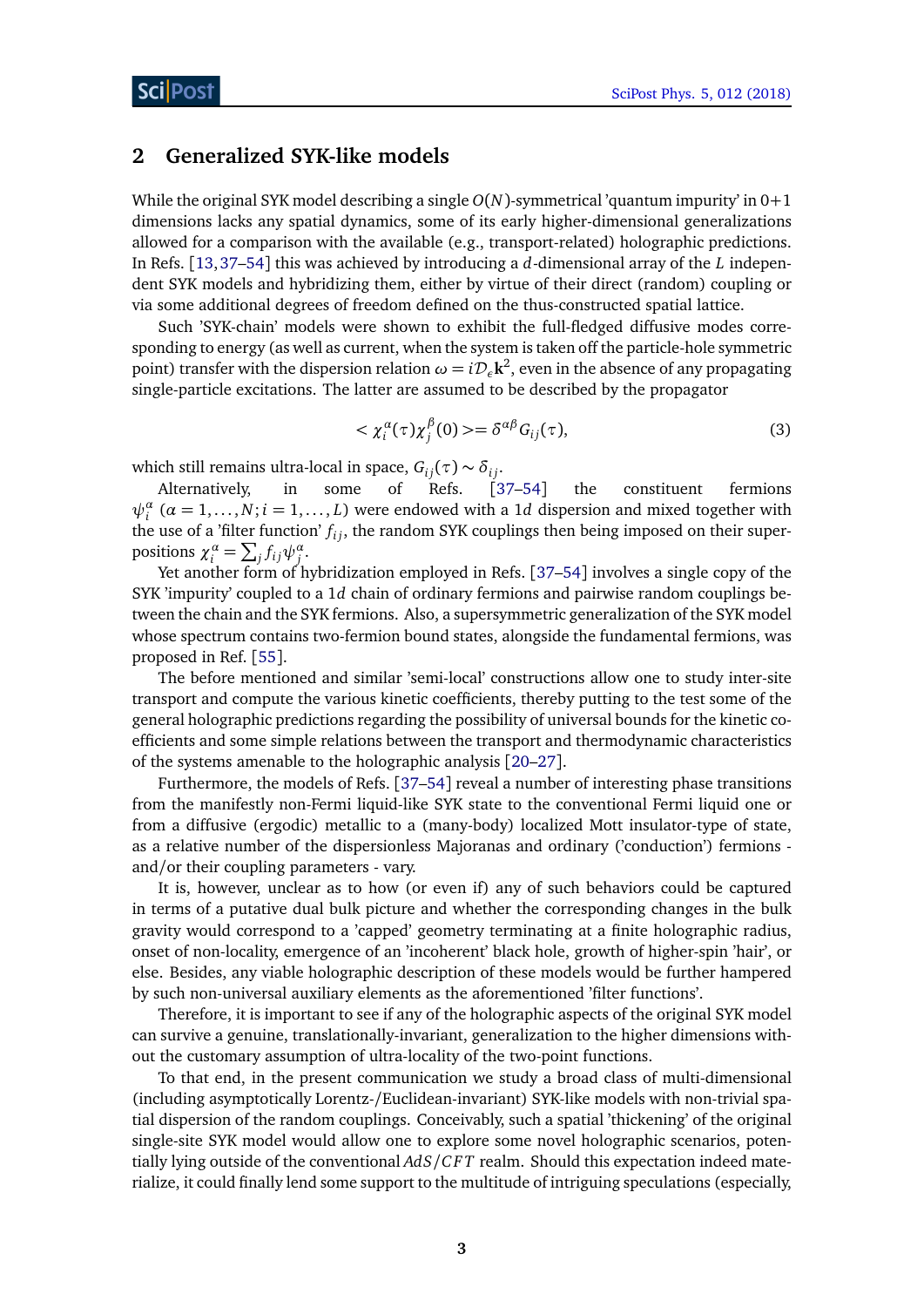## 2 Generalized SYK-like models

While the original SYK model describing a single $O(N)$-symmetrical 'quantum impurity' in 0+1 dimensions lacks any spatial dynamics, some of its early higher-dimensional generalizations allowed for a comparison with the available (e.g., transport-related) holographic predictions. In Refs. [13, 37–54] this was achieved by introducing a $d$-dimensional array of the $L$ independent SYK models and hybridizing them, either by virtue of their direct (random) coupling or via some additional degrees of freedom defined on the thus-constructed spatial lattice.

Such 'SYK-chain' models were shown to exhibit the full-fledged diffusive modes corresponding to energy (as well as current, when the system is taken off the particle-hole symmetric point) transfer with the dispersion relation $\omega = i\mathcal{D}_\epsilon \mathbf{k}^2$, even in the absence of any propagating single-particle excitations. The latter are assumed to be described by the propagator

$$< \chi_i^\alpha(\tau)\chi_j^\beta(0) >= \delta^{\alpha\beta} G_{ij}(\tau), \tag{3}$$

which still remains ultra-local in space, $G_{ij}(\tau) \sim \delta_{ij}$.

Alternatively, in some of Refs. [37–54] the constituent fermions $\psi_i^\alpha$ ($\alpha = 1, \ldots, N; i = 1, \ldots, L$) were endowed with a 1$d$ dispersion and mixed together with the use of a 'filter function' $f_{ij}$, the random SYK couplings then being imposed on their superpositions $\chi_i^\alpha = \sum_j f_{ij}\psi_j^\alpha$.

Yet another form of hybridization employed in Refs. [37–54] involves a single copy of the SYK 'impurity' coupled to a 1$d$ chain of ordinary fermions and pairwise random couplings between the chain and the SYK fermions. Also, a supersymmetric generalization of the SYK model whose spectrum contains two-fermion bound states, alongside the fundamental fermions, was proposed in Ref. [55].

The before mentioned and similar 'semi-local' constructions allow one to study inter-site transport and compute the various kinetic coefficients, thereby putting to the test some of the general holographic predictions regarding the possibility of universal bounds for the kinetic coefficients and some simple relations between the transport and thermodynamic characteristics of the systems amenable to the holographic analysis [20–27].

Furthermore, the models of Refs. [37–54] reveal a number of interesting phase transitions from the manifestly non-Fermi liquid-like SYK state to the conventional Fermi liquid one or from a diffusive (ergodic) metallic to a (many-body) localized Mott insulator-type of state, as a relative number of the dispersionless Majoranas and ordinary ('conduction') fermions - and/or their coupling parameters - vary.

It is, however, unclear as to how (or even if) any of such behaviors could be captured in terms of a putative dual bulk picture and whether the corresponding changes in the bulk gravity would correspond to a 'capped' geometry terminating at a finite holographic radius, onset of non-locality, emergence of an 'incoherent' black hole, growth of higher-spin 'hair', or else. Besides, any viable holographic description of these models would be further hampered by such non-universal auxiliary elements as the aforementioned 'filter functions'.

Therefore, it is important to see if any of the holographic aspects of the original SYK model can survive a genuine, translationally-invariant, generalization to the higher dimensions without the customary assumption of ultra-locality of the two-point functions.

To that end, in the present communication we study a broad class of multi-dimensional (including asymptotically Lorentz-/Euclidean-invariant) SYK-like models with non-trivial spatial dispersion of the random couplings. Conceivably, such a spatial 'thickening' of the original single-site SYK model would allow one to explore some novel holographic scenarios, potentially lying outside of the conventional $AdS/CFT$ realm. Should this expectation indeed materialize, it could finally lend some support to the multitude of intriguing speculations (especially,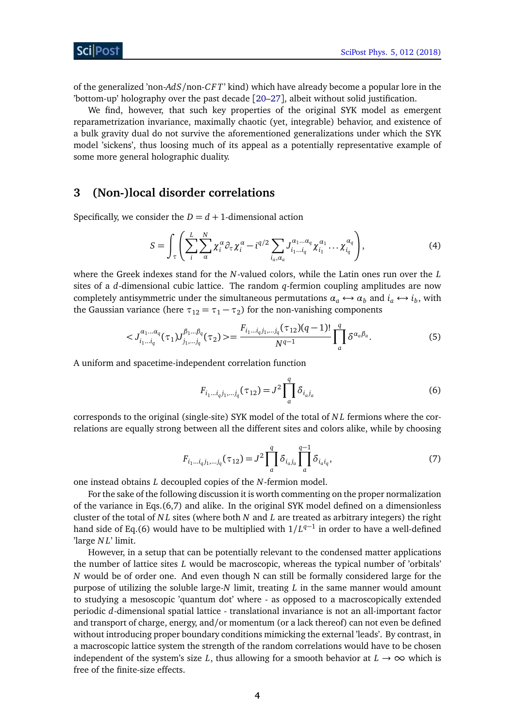of the generalized 'non-$AdS$/non-$CFT$' kind) which have already become a popular lore in the 'bottom-up' holography over the past decade [20–27], albeit without solid justification.

We find, however, that such key properties of the original SYK model as emergent reparametrization invariance, maximally chaotic (yet, integrable) behavior, and existence of a bulk gravity dual do not survive the aforementioned generalizations under which the SYK model 'sickens', thus loosing much of its appeal as a potentially representative example of some more general holographic duality.

## 3 (Non-)local disorder correlations

Specifically, we consider the $D = d + 1$-dimensional action

$$S = \int_{\tau} \left( \sum_{i}^{L} \sum_{\alpha}^{N} \chi_i^{\alpha} \partial_{\tau} \chi_i^{\alpha} - i^{q/2} \sum_{i_a, \alpha_a} J_{i_1 \dots i_q}^{\alpha_1 \dots \alpha_q} \chi_{i_1}^{\alpha_1} \dots \chi_{i_q}^{\alpha_q} \right), \tag{4}$$

where the Greek indexes stand for the $N$-valued colors, while the Latin ones run over the $L$ sites of a $d$-dimensional cubic lattice. The random $q$-fermion coupling amplitudes are now completely antisymmetric under the simultaneous permutations $\alpha_a \leftrightarrow \alpha_b$ and $i_a \leftrightarrow i_b$, with the Gaussian variance (here $\tau_{12} = \tau_1 - \tau_2$) for the non-vanishing components

$$< J_{i_1 \dots i_q}^{\alpha_1 \dots \alpha_q}(\tau_1) J_{j_1 \dots j_q}^{\beta_1 \dots \beta_q}(\tau_2) >= \frac{F_{i_1 \dots i_q j_1, \dots j_q}(\tau_{12})(q-1)!}{N^{q-1}} \prod_a^q \delta^{\alpha_a \beta_a}. \tag{5}$$

A uniform and spacetime-independent correlation function

$$F_{i_1 \dots i_q j_1, \dots j_q}(\tau_{12}) = J^2 \prod_a^q \delta_{i_a j_a} \tag{6}$$

corresponds to the original (single-site) SYK model of the total of $NL$ fermions where the correlations are equally strong between all the different sites and colors alike, while by choosing

$$F_{i_1 \dots i_q j_1, \dots j_q}(\tau_{12}) = J^2 \prod_a^q \delta_{i_a j_a} \prod_a^{q-1} \delta_{i_a i_q}, \tag{7}$$

one instead obtains $L$ decoupled copies of the $N$-fermion model.

For the sake of the following discussion it is worth commenting on the proper normalization of the variance in Eqs.(6,7) and alike. In the original SYK model defined on a dimensionless cluster of the total of $NL$ sites (where both $N$ and $L$ are treated as arbitrary integers) the right hand side of Eq.(6) would have to be multiplied with $1/L^{q-1}$ in order to have a well-defined 'large $NL$' limit.

However, in a setup that can be potentially relevant to the condensed matter applications the number of lattice sites $L$ would be macroscopic, whereas the typical number of 'orbitals' $N$ would be of order one. And even though N can still be formally considered large for the purpose of utilizing the soluble large-$N$ limit, treating $L$ in the same manner would amount to studying a mesoscopic 'quantum dot' where - as opposed to a macroscopically extended periodic $d$-dimensional spatial lattice - translational invariance is not an all-important factor and transport of charge, energy, and/or momentum (or a lack thereof) can not even be defined without introducing proper boundary conditions mimicking the external 'leads'. By contrast, in a macroscopic lattice system the strength of the random correlations would have to be chosen independent of the system's size $L$, thus allowing for a smooth behavior at $L \to \infty$ which is free of the finite-size effects.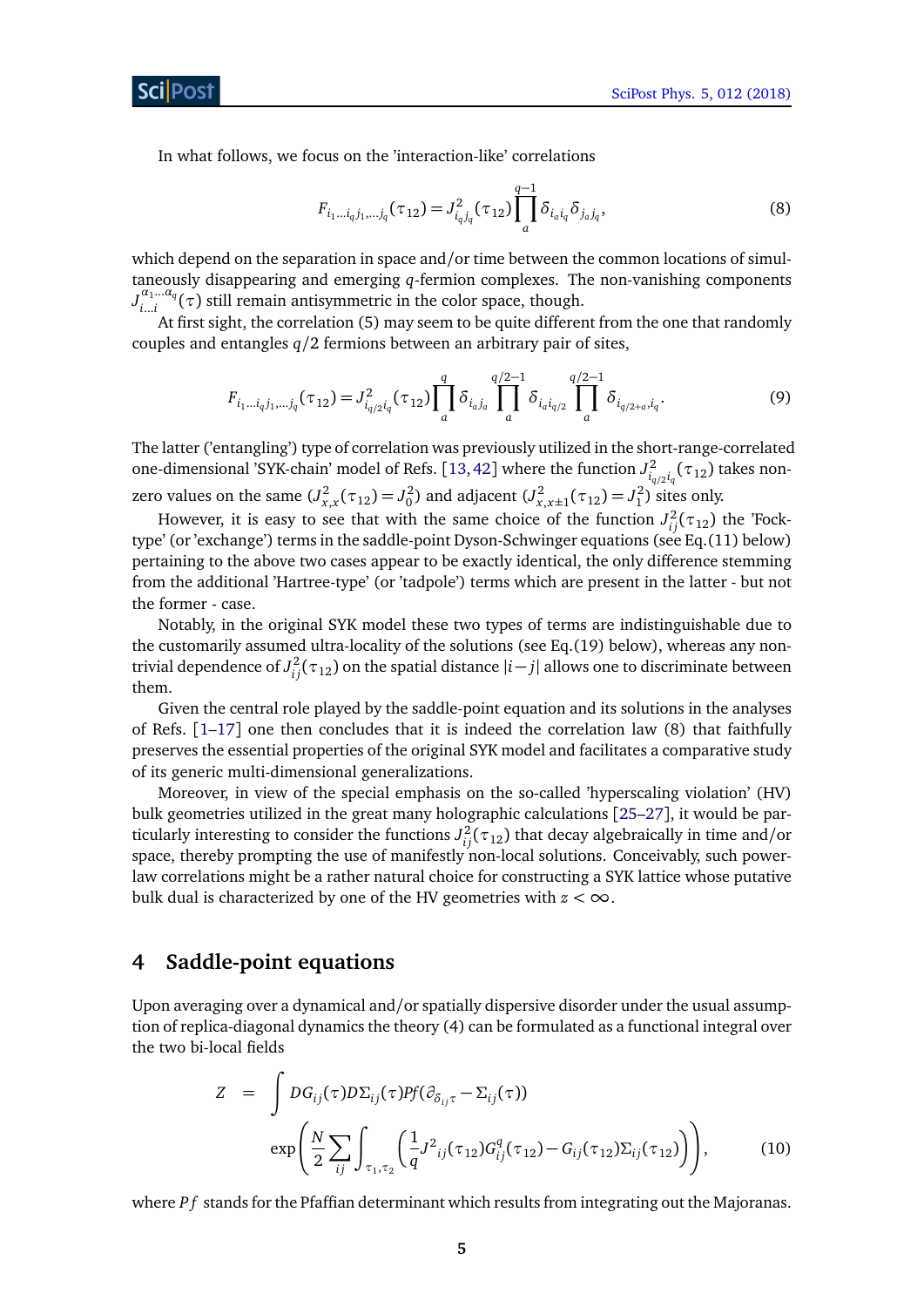In what follows, we focus on the 'interaction-like' correlations

$$F_{i_1\dots i_q j_1,\dots j_q}(\tau_{12}) = J^2_{i_q j_q}(\tau_{12}) \prod_a^{q-1} \delta_{i_a i_q} \delta_{j_a j_q}, \tag{8}$$

which depend on the separation in space and/or time between the common locations of simultaneously disappearing and emerging $q$-fermion complexes. The non-vanishing components $J^{\alpha_1\dots\alpha_q}_{i\dots i}(\tau)$ still remain antisymmetric in the color space, though.

At first sight, the correlation (5) may seem to be quite different from the one that randomly couples and entangles $q/2$ fermions between an arbitrary pair of sites,

$$F_{i_1\dots i_q j_1,\dots j_q}(\tau_{12}) = J^2_{i_{q/2} i_q}(\tau_{12}) \prod_a^{q} \delta_{i_a j_a} \prod_a^{q/2-1} \delta_{i_a i_{q/2}} \prod_a^{q/2-1} \delta_{i_{q/2+a}, i_q}. \tag{9}$$

The latter ('entangling') type of correlation was previously utilized in the short-range-correlated one-dimensional 'SYK-chain' model of Refs. [13,42] where the function $J^2_{i_{q/2} i_q}(\tau_{12})$ takes non-zero values on the same ($J^2_{x,x}(\tau_{12}) = J^2_0$) and adjacent ($J^2_{x,x\pm 1}(\tau_{12}) = J^2_1$) sites only.

However, it is easy to see that with the same choice of the function $J^2_{ij}(\tau_{12})$ the 'Fock-type' (or 'exchange') terms in the saddle-point Dyson-Schwinger equations (see Eq.(11) below) pertaining to the above two cases appear to be exactly identical, the only difference stemming from the additional 'Hartree-type' (or 'tadpole') terms which are present in the latter - but not the former - case.

Notably, in the original SYK model these two types of terms are indistinguishable due to the customarily assumed ultra-locality of the solutions (see Eq.(19) below), whereas any non-trivial dependence of $J^2_{ij}(\tau_{12})$ on the spatial distance $|i-j|$ allows one to discriminate between them.

Given the central role played by the saddle-point equation and its solutions in the analyses of Refs. [1–17] one then concludes that it is indeed the correlation law (8) that faithfully preserves the essential properties of the original SYK model and facilitates a comparative study of its generic multi-dimensional generalizations.

Moreover, in view of the special emphasis on the so-called 'hyperscaling violation' (HV) bulk geometries utilized in the great many holographic calculations [25–27], it would be particularly interesting to consider the functions $J^2_{ij}(\tau_{12})$ that decay algebraically in time and/or space, thereby prompting the use of manifestly non-local solutions. Conceivably, such power-law correlations might be a rather natural choice for constructing a SYK lattice whose putative bulk dual is characterized by one of the HV geometries with $z < \infty$.

## 4 Saddle-point equations

Upon averaging over a dynamical and/or spatially dispersive disorder under the usual assumption of replica-diagonal dynamics the theory (4) can be formulated as a functional integral over the two bi-local fields

$$\begin{aligned} Z &= \int DG_{ij}(\tau) D\Sigma_{ij}(\tau) Pf(\partial_{\delta_{ij}\tau} - \Sigma_{ij}(\tau)) \\ &\quad \exp\left(\frac{N}{2} \sum_{ij} \int_{\tau_1,\tau_2} \left(\frac{1}{q} J^2{}_{ij}(\tau_{12}) G^q_{ij}(\tau_{12}) - G_{ij}(\tau_{12}) \Sigma_{ij}(\tau_{12})\right)\right), \end{aligned} \tag{10}$$

where $Pf$ stands for the Pfaffian determinant which results from integrating out the Majoranas.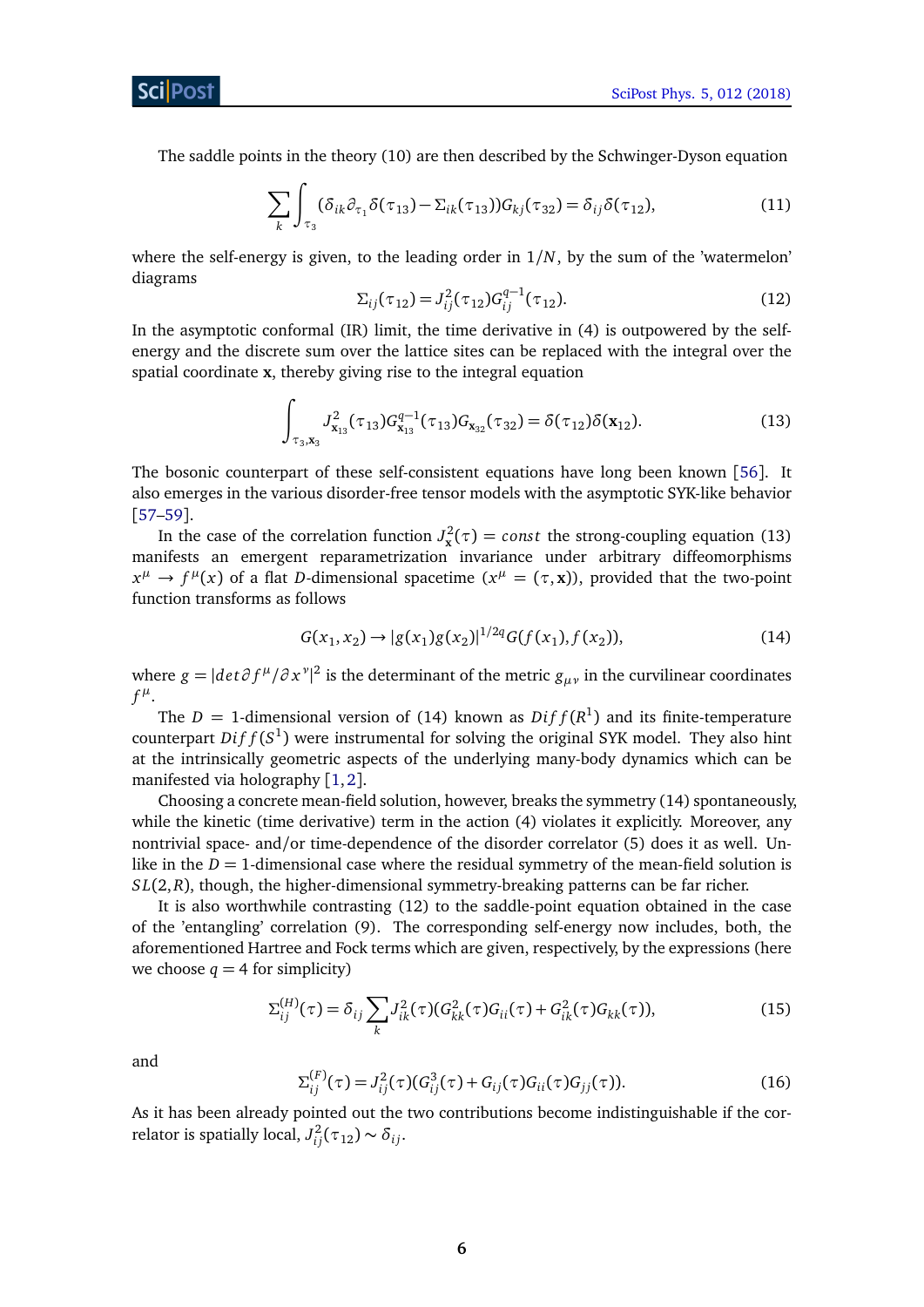The saddle points in the theory (10) are then described by the Schwinger-Dyson equation

$$\sum_k \int_{\tau_3} (\delta_{ik}\partial_{\tau_1}\delta(\tau_{13}) - \Sigma_{ik}(\tau_{13}))G_{kj}(\tau_{32}) = \delta_{ij}\delta(\tau_{12}), \tag{11}$$

where the self-energy is given, to the leading order in $1/N$, by the sum of the 'watermelon' diagrams

$$\Sigma_{ij}(\tau_{12}) = J^2_{ij}(\tau_{12})G^{q-1}_{ij}(\tau_{12}). \tag{12}$$

In the asymptotic conformal (IR) limit, the time derivative in (4) is outpowered by the self-energy and the discrete sum over the lattice sites can be replaced with the integral over the spatial coordinate $\mathbf{x}$, thereby giving rise to the integral equation

$$\int_{\tau_3,\mathbf{x}_3} J^2_{\mathbf{x}_{13}}(\tau_{13})G^{q-1}_{\mathbf{x}_{13}}(\tau_{13})G_{\mathbf{x}_{32}}(\tau_{32}) = \delta(\tau_{12})\delta(\mathbf{x}_{12}). \tag{13}$$

The bosonic counterpart of these self-consistent equations have long been known [56]. It also emerges in the various disorder-free tensor models with the asymptotic SYK-like behavior [57–59].

In the case of the correlation function $J^2_{\mathbf{x}}(\tau) = const$ the strong-coupling equation (13) manifests an emergent reparametrization invariance under arbitrary diffeomorphisms $x^\mu \to f^\mu(x)$ of a flat $D$-dimensional spacetime ($x^\mu = (\tau, \mathbf{x})$), provided that the two-point function transforms as follows

$$G(x_1, x_2) \to |g(x_1)g(x_2)|^{1/2q} G(f(x_1), f(x_2)), \tag{14}$$

where $g = |det\partial f^\mu/\partial x^\nu|^2$ is the determinant of the metric $g_{\mu\nu}$ in the curvilinear coordinates $f^\mu$.

The $D = 1$-dimensional version of (14) known as $Diff(R^1)$ and its finite-temperature counterpart $Diff(S^1)$ were instrumental for solving the original SYK model. They also hint at the intrinsically geometric aspects of the underlying many-body dynamics which can be manifested via holography [1,2].

Choosing a concrete mean-field solution, however, breaks the symmetry (14) spontaneously, while the kinetic (time derivative) term in the action (4) violates it explicitly. Moreover, any nontrivial space- and/or time-dependence of the disorder correlator (5) does it as well. Unlike in the $D = 1$-dimensional case where the residual symmetry of the mean-field solution is $SL(2,R)$, though, the higher-dimensional symmetry-breaking patterns can be far richer.

It is also worthwhile contrasting (12) to the saddle-point equation obtained in the case of the 'entangling' correlation (9). The corresponding self-energy now includes, both, the aforementioned Hartree and Fock terms which are given, respectively, by the expressions (here we choose $q = 4$ for simplicity)

$$\Sigma^{(H)}_{ij}(\tau) = \delta_{ij}\sum_k J^2_{ik}(\tau)(G^2_{kk}(\tau)G_{ii}(\tau) + G^2_{ik}(\tau)G_{kk}(\tau)), \tag{15}$$

and

$$\Sigma^{(F)}_{ij}(\tau) = J^2_{ij}(\tau)(G^3_{ij}(\tau) + G_{ij}(\tau)G_{ii}(\tau)G_{jj}(\tau)). \tag{16}$$

As it has been already pointed out the two contributions become indistinguishable if the correlator is spatially local, $J^2_{ij}(\tau_{12}) \sim \delta_{ij}$.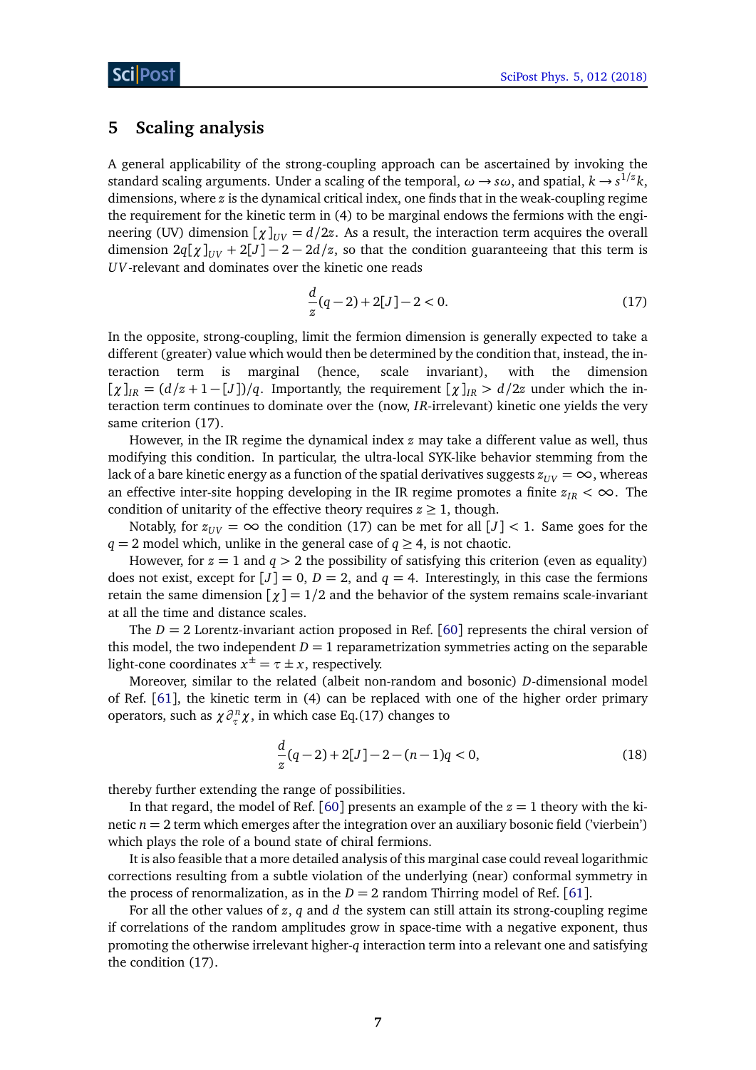## 5 Scaling analysis

A general applicability of the strong-coupling approach can be ascertained by invoking the standard scaling arguments. Under a scaling of the temporal, $\omega \to s\omega$, and spatial, $k \to s^{1/z}k$, dimensions, where $z$ is the dynamical critical index, one finds that in the weak-coupling regime the requirement for the kinetic term in (4) to be marginal endows the fermions with the engineering (UV) dimension $[\chi]_{UV} = d/2z$. As a result, the interaction term acquires the overall dimension $2q[\chi]_{UV} + 2[J] - 2 - 2d/z$, so that the condition guaranteeing that this term is $UV$-relevant and dominates over the kinetic one reads

$$\frac{d}{z}(q-2) + 2[J] - 2 < 0. \tag{17}$$

In the opposite, strong-coupling, limit the fermion dimension is generally expected to take a different (greater) value which would then be determined by the condition that, instead, the interaction term is marginal (hence, scale invariant), with the dimension $[\chi]_{IR} = (d/z + 1 - [J])/q$. Importantly, the requirement $[\chi]_{IR} > d/2z$ under which the interaction term continues to dominate over the (now, $IR$-irrelevant) kinetic one yields the very same criterion (17).

However, in the IR regime the dynamical index $z$ may take a different value as well, thus modifying this condition. In particular, the ultra-local SYK-like behavior stemming from the lack of a bare kinetic energy as a function of the spatial derivatives suggests $z_{UV} = \infty$, whereas an effective inter-site hopping developing in the IR regime promotes a finite $z_{IR} < \infty$. The condition of unitarity of the effective theory requires $z \geq 1$, though.

Notably, for $z_{UV} = \infty$ the condition (17) can be met for all $[J] < 1$. Same goes for the $q = 2$ model which, unlike in the general case of $q \geq 4$, is not chaotic.

However, for $z = 1$ and $q > 2$ the possibility of satisfying this criterion (even as equality) does not exist, except for $[J] = 0$, $D = 2$, and $q = 4$. Interestingly, in this case the fermions retain the same dimension $[\chi] = 1/2$ and the behavior of the system remains scale-invariant at all the time and distance scales.

The $D = 2$ Lorentz-invariant action proposed in Ref. [60] represents the chiral version of this model, the two independent $D = 1$ reparametrization symmetries acting on the separable light-cone coordinates $x^{\pm} = \tau \pm x$, respectively.

Moreover, similar to the related (albeit non-random and bosonic) $D$-dimensional model of Ref. [61], the kinetic term in (4) can be replaced with one of the higher order primary operators, such as $\chi \partial_\tau^n \chi$, in which case Eq.(17) changes to

$$\frac{d}{z}(q-2) + 2[J] - 2 - (n-1)q < 0, \tag{18}$$

thereby further extending the range of possibilities.

In that regard, the model of Ref. [60] presents an example of the $z = 1$ theory with the kinetic $n = 2$ term which emerges after the integration over an auxiliary bosonic field ('vierbein') which plays the role of a bound state of chiral fermions.

It is also feasible that a more detailed analysis of this marginal case could reveal logarithmic corrections resulting from a subtle violation of the underlying (near) conformal symmetry in the process of renormalization, as in the $D = 2$ random Thirring model of Ref. [61].

For all the other values of $z$, $q$ and $d$ the system can still attain its strong-coupling regime if correlations of the random amplitudes grow in space-time with a negative exponent, thus promoting the otherwise irrelevant higher-$q$ interaction term into a relevant one and satisfying the condition (17).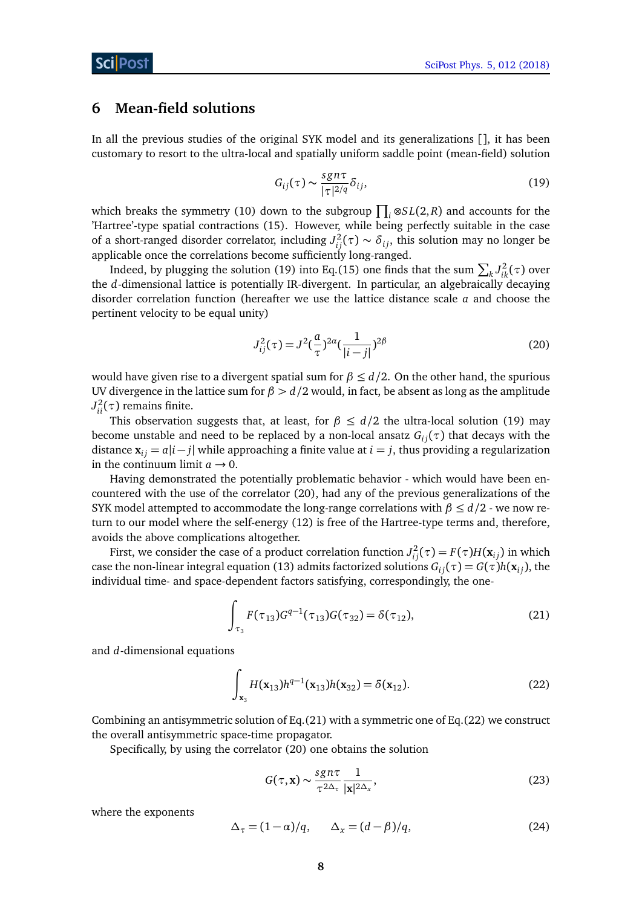## 6 Mean-field solutions

In all the previous studies of the original SYK model and its generalizations [], it has been customary to resort to the ultra-local and spatially uniform saddle point (mean-field) solution

$$G_{ij}(\tau) \sim \frac{sgn\tau}{|\tau|^{2/q}}\delta_{ij}, \tag{19}$$

which breaks the symmetry (10) down to the subgroup $\prod_i \otimes SL(2,R)$ and accounts for the 'Hartree'-type spatial contractions (15). However, while being perfectly suitable in the case of a short-ranged disorder correlator, including $J^2_{ij}(\tau) \sim \delta_{ij}$, this solution may no longer be applicable once the correlations become sufficiently long-ranged.

Indeed, by plugging the solution (19) into Eq.(15) one finds that the sum $\sum_k J^2_{ik}(\tau)$ over the $d$-dimensional lattice is potentially IR-divergent. In particular, an algebraically decaying disorder correlation function (hereafter we use the lattice distance scale $a$ and choose the pertinent velocity to be equal unity)

$$J^2_{ij}(\tau) = J^2(\frac{a}{\tau})^{2\alpha}(\frac{1}{|i-j|})^{2\beta} \tag{20}$$

would have given rise to a divergent spatial sum for $\beta \leq d/2$. On the other hand, the spurious UV divergence in the lattice sum for $\beta > d/2$ would, in fact, be absent as long as the amplitude $J^2_{ii}(\tau)$ remains finite.

This observation suggests that, at least, for $\beta \leq d/2$ the ultra-local solution (19) may become unstable and need to be replaced by a non-local ansatz $G_{ij}(\tau)$ that decays with the distance $\mathbf{x}_{ij} = a|i-j|$ while approaching a finite value at $i = j$, thus providing a regularization in the continuum limit $a \to 0$.

Having demonstrated the potentially problematic behavior - which would have been encountered with the use of the correlator (20), had any of the previous generalizations of the SYK model attempted to accommodate the long-range correlations with $\beta \leq d/2$ - we now return to our model where the self-energy (12) is free of the Hartree-type terms and, therefore, avoids the above complications altogether.

First, we consider the case of a product correlation function $J^2_{ij}(\tau) = F(\tau)H(\mathbf{x}_{ij})$ in which case the non-linear integral equation (13) admits factorized solutions $G_{ij}(\tau) = G(\tau)h(\mathbf{x}_{ij})$, the individual time- and space-dependent factors satisfying, correspondingly, the one-

$$\int_{\tau_3} F(\tau_{13})G^{q-1}(\tau_{13})G(\tau_{32}) = \delta(\tau_{12}), \tag{21}$$

and $d$-dimensional equations

$$\int_{\mathbf{x}_3} H(\mathbf{x}_{13})h^{q-1}(\mathbf{x}_{13})h(\mathbf{x}_{32}) = \delta(\mathbf{x}_{12}). \tag{22}$$

Combining an antisymmetric solution of Eq.(21) with a symmetric one of Eq.(22) we construct the overall antisymmetric space-time propagator.

Specifically, by using the correlator (20) one obtains the solution

$$G(\tau, \mathbf{x}) \sim \frac{sgn\tau}{\tau^{2\Delta_\tau}}\frac{1}{|\mathbf{x}|^{2\Delta_x}}, \tag{23}$$

where the exponents

$$\Delta_\tau = (1-\alpha)/q, \qquad \Delta_x = (d-\beta)/q, \tag{24}$$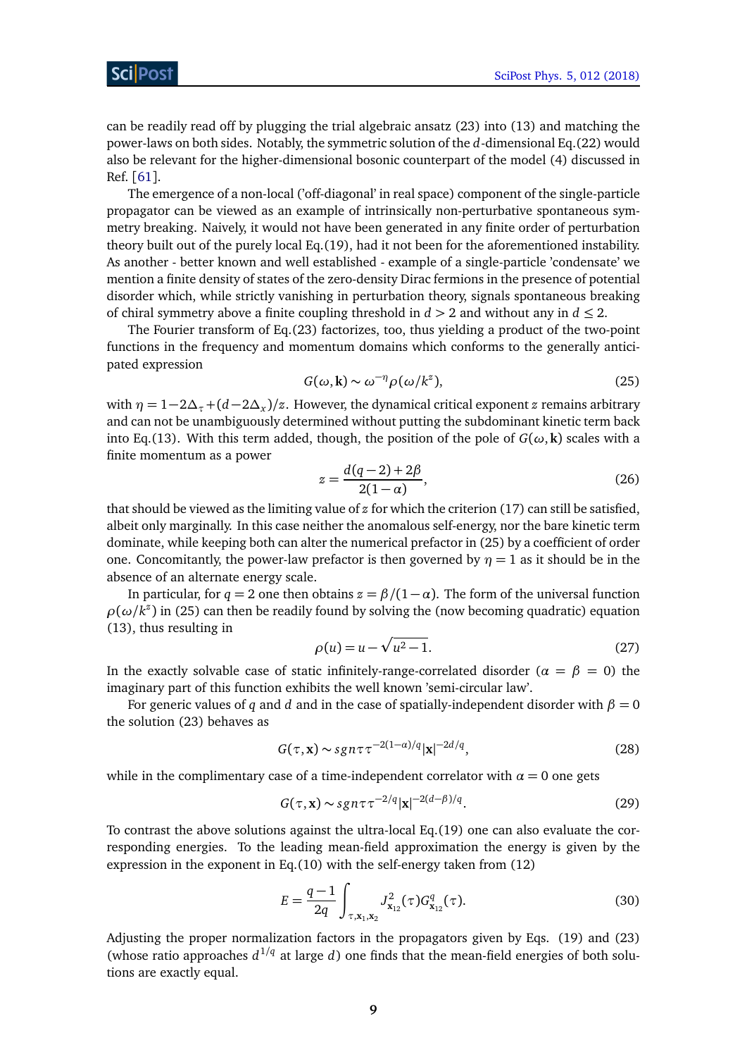can be readily read off by plugging the trial algebraic ansatz (23) into (13) and matching the power-laws on both sides. Notably, the symmetric solution of the $d$-dimensional Eq.(22) would also be relevant for the higher-dimensional bosonic counterpart of the model (4) discussed in Ref. [61].

The emergence of a non-local ('off-diagonal' in real space) component of the single-particle propagator can be viewed as an example of intrinsically non-perturbative spontaneous symmetry breaking. Naively, it would not have been generated in any finite order of perturbation theory built out of the purely local Eq.(19), had it not been for the aforementioned instability. As another - better known and well established - example of a single-particle 'condensate' we mention a finite density of states of the zero-density Dirac fermions in the presence of potential disorder which, while strictly vanishing in perturbation theory, signals spontaneous breaking of chiral symmetry above a finite coupling threshold in $d > 2$ and without any in $d \leq 2$.

The Fourier transform of Eq.(23) factorizes, too, thus yielding a product of the two-point functions in the frequency and momentum domains which conforms to the generally anticipated expression

$$G(\omega, \mathbf{k}) \sim \omega^{-\eta} \rho(\omega/k^z), \tag{25}$$

with $\eta = 1 - 2\Delta_\tau + (d - 2\Delta_x)/z$. However, the dynamical critical exponent $z$ remains arbitrary and can not be unambiguously determined without putting the subdominant kinetic term back into Eq.(13). With this term added, though, the position of the pole of $G(\omega, \mathbf{k})$ scales with a finite momentum as a power

$$z = \frac{d(q-2) + 2\beta}{2(1-\alpha)}, \tag{26}$$

that should be viewed as the limiting value of $z$ for which the criterion (17) can still be satisfied, albeit only marginally. In this case neither the anomalous self-energy, nor the bare kinetic term dominate, while keeping both can alter the numerical prefactor in (25) by a coefficient of order one. Concomitantly, the power-law prefactor is then governed by $\eta = 1$ as it should be in the absence of an alternate energy scale.

In particular, for $q = 2$ one then obtains $z = \beta/(1-\alpha)$. The form of the universal function $\rho(\omega/k^z)$ in (25) can then be readily found by solving the (now becoming quadratic) equation (13), thus resulting in

$$\rho(u) = u - \sqrt{u^2 - 1}. \tag{27}$$

In the exactly solvable case of static infinitely-range-correlated disorder ($\alpha = \beta = 0$) the imaginary part of this function exhibits the well known 'semi-circular law'.

For generic values of $q$ and $d$ and in the case of spatially-independent disorder with $\beta = 0$ the solution (23) behaves as

$$G(\tau, \mathbf{x}) \sim sgn\tau \tau^{-2(1-\alpha)/q} |\mathbf{x}|^{-2d/q}, \tag{28}$$

while in the complimentary case of a time-independent correlator with $\alpha = 0$ one gets

$$G(\tau, \mathbf{x}) \sim sgn\tau \tau^{-2/q} |\mathbf{x}|^{-2(d-\beta)/q}. \tag{29}$$

To contrast the above solutions against the ultra-local Eq.(19) one can also evaluate the corresponding energies. To the leading mean-field approximation the energy is given by the expression in the exponent in Eq.(10) with the self-energy taken from (12)

$$E = \frac{q-1}{2q} \int_{\tau, \mathbf{x}_1, \mathbf{x}_2} J^2_{\mathbf{x}_{12}}(\tau) G^q_{\mathbf{x}_{12}}(\tau). \tag{30}$$

Adjusting the proper normalization factors in the propagators given by Eqs. (19) and (23) (whose ratio approaches $d^{1/q}$ at large $d$) one finds that the mean-field energies of both solutions are exactly equal.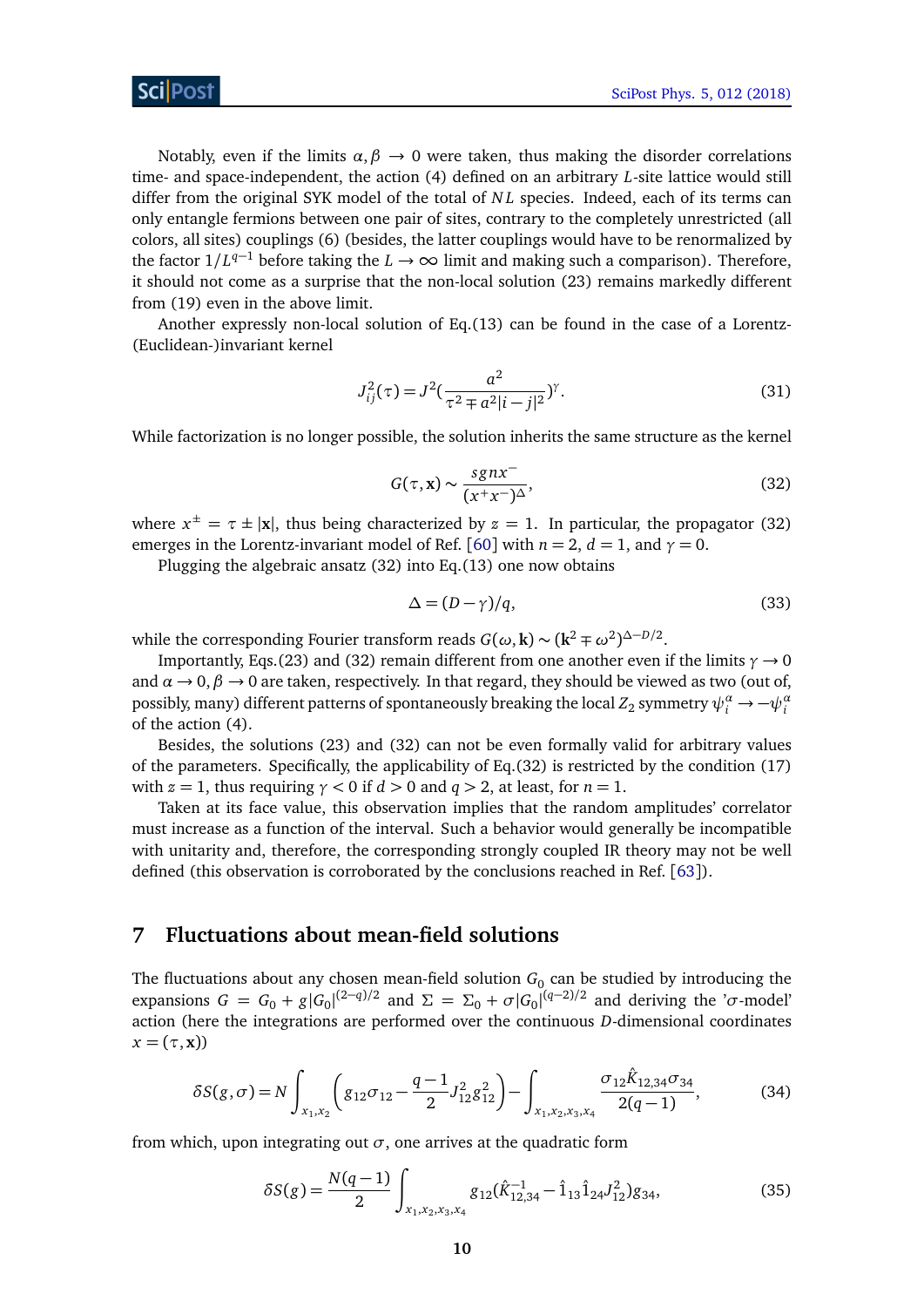Notably, even if the limits $\alpha, \beta \to 0$ were taken, thus making the disorder correlations time- and space-independent, the action (4) defined on an arbitrary $L$-site lattice would still differ from the original SYK model of the total of $NL$ species. Indeed, each of its terms can only entangle fermions between one pair of sites, contrary to the completely unrestricted (all colors, all sites) couplings (6) (besides, the latter couplings would have to be renormalized by the factor $1/L^{q-1}$ before taking the $L \to \infty$ limit and making such a comparison). Therefore, it should not come as a surprise that the non-local solution (23) remains markedly different from (19) even in the above limit.

Another expressly non-local solution of Eq.(13) can be found in the case of a Lorentz-(Euclidean-)invariant kernel

$$J_{ij}^2(\tau) = J^2 (\frac{a^2}{\tau^2 \mp a^2 |i-j|^2})^\gamma. \tag{31}$$

While factorization is no longer possible, the solution inherits the same structure as the kernel

$$G(\tau, \mathbf{x}) \sim \frac{sgn x^-}{(x^+ x^-)^\Delta}, \tag{32}$$

where $x^\pm = \tau \pm |\mathbf{x}|$, thus being characterized by $z = 1$. In particular, the propagator (32) emerges in the Lorentz-invariant model of Ref. [60] with $n = 2$, $d = 1$, and $\gamma = 0$.

Plugging the algebraic ansatz (32) into Eq.(13) one now obtains

$$\Delta = (D - \gamma)/q, \tag{33}$$

while the corresponding Fourier transform reads $G(\omega, \mathbf{k}) \sim (\mathbf{k}^2 \mp \omega^2)^{\Delta - D/2}$.

Importantly, Eqs.(23) and (32) remain different from one another even if the limits $\gamma \to 0$ and $\alpha \to 0, \beta \to 0$ are taken, respectively. In that regard, they should be viewed as two (out of, possibly, many) different patterns of spontaneously breaking the local $Z_2$ symmetry $\psi_i^\alpha \to -\psi_i^\alpha$ of the action (4).

Besides, the solutions (23) and (32) can not be even formally valid for arbitrary values of the parameters. Specifically, the applicability of Eq.(32) is restricted by the condition (17) with $z = 1$, thus requiring $\gamma < 0$ if $d > 0$ and $q > 2$, at least, for $n = 1$.

Taken at its face value, this observation implies that the random amplitudes' correlator must increase as a function of the interval. Such a behavior would generally be incompatible with unitarity and, therefore, the corresponding strongly coupled IR theory may not be well defined (this observation is corroborated by the conclusions reached in Ref. [63]).

## 7 Fluctuations about mean-field solutions

The fluctuations about any chosen mean-field solution $G_0$ can be studied by introducing the expansions $G = G_0 + g|G_0|^{(2-q)/2}$ and $\Sigma = \Sigma_0 + \sigma|G_0|^{(q-2)/2}$ and deriving the '$\sigma$-model' action (here the integrations are performed over the continuous $D$-dimensional coordinates $x = (\tau, \mathbf{x})$)

$$\delta S(g, \sigma) = N \int_{x_1, x_2} \left( g_{12}\sigma_{12} - \frac{q-1}{2} J_{12}^2 g_{12}^2 \right) - \int_{x_1, x_2, x_3, x_4} \frac{\sigma_{12} \hat{K}_{12,34} \sigma_{34}}{2(q-1)}, \tag{34}$$

from which, upon integrating out $\sigma$, one arrives at the quadratic form

$$\delta S(g) = \frac{N(q-1)}{2} \int_{x_1, x_2, x_3, x_4} g_{12} (\hat{K}_{12,34}^{-1} - \hat{1}_{13} \hat{1}_{24} J_{12}^2) g_{34}, \tag{35}$$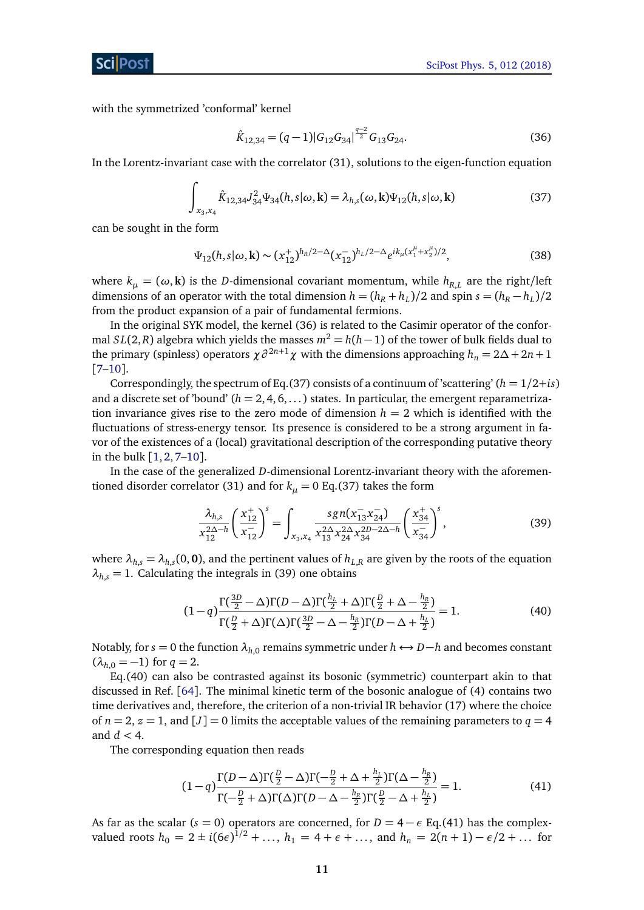with the symmetrized 'conformal' kernel

$$\hat{K}_{12,34} = (q-1)|G_{12}G_{34}|^{\frac{q-2}{2}} G_{13}G_{24}. \tag{36}$$

In the Lorentz-invariant case with the correlator (31), solutions to the eigen-function equation

$$\int_{x_3,x_4} \hat{K}_{12,34} J_{34}^2 \Psi_{34}(h,s|\omega,\mathbf{k}) = \lambda_{h,s}(\omega,\mathbf{k})\Psi_{12}(h,s|\omega,\mathbf{k}) \tag{37}$$

can be sought in the form

$$\Psi_{12}(h,s|\omega,\mathbf{k}) \sim (x_{12}^+)^{h_R/2-\Delta}(x_{12}^-)^{h_L/2-\Delta} e^{ik_\mu(x_1^\mu+x_2^\mu)/2}, \tag{38}$$

where $k_\mu = (\omega, \mathbf{k})$ is the $D$-dimensional covariant momentum, while $h_{R,L}$ are the right/left dimensions of an operator with the total dimension $h = (h_R + h_L)/2$ and spin $s = (h_R - h_L)/2$ from the product expansion of a pair of fundamental fermions.

In the original SYK model, the kernel (36) is related to the Casimir operator of the conformal $SL(2,R)$ algebra which yields the masses $m^2 = h(h-1)$ of the tower of bulk fields dual to the primary (spinless) operators $\chi\partial^{2n+1}\chi$ with the dimensions approaching $h_n = 2\Delta + 2n + 1$ [7–10].

Correspondingly, the spectrum of Eq.(37) consists of a continuum of 'scattering' ($h = 1/2 + is$) and a discrete set of 'bound' ($h = 2, 4, 6, \dots$) states. In particular, the emergent reparametrization invariance gives rise to the zero mode of dimension $h = 2$ which is identified with the fluctuations of stress-energy tensor. Its presence is considered to be a strong argument in favor of the existences of a (local) gravitational description of the corresponding putative theory in the bulk [1, 2, 7–10].

In the case of the generalized $D$-dimensional Lorentz-invariant theory with the aforementioned disorder correlator (31) and for $k_\mu = 0$ Eq.(37) takes the form

$$\frac{\lambda_{h,s}}{x_{12}^{2\Delta-h}}\left(\frac{x_{12}^+}{x_{12}^-}\right)^s = \int_{x_3,x_4} \frac{sgn(x_{13}^- x_{24}^-)}{x_{13}^{2\Delta}x_{24}^{2\Delta}x_{34}^{2D-2\Delta-h}}\left(\frac{x_{34}^+}{x_{34}^-}\right)^s, \tag{39}$$

where $\lambda_{h,s} = \lambda_{h,s}(0,\mathbf{0})$, and the pertinent values of $h_{L,R}$ are given by the roots of the equation $\lambda_{h,s} = 1$. Calculating the integrals in (39) one obtains

$$(1-q)\frac{\Gamma(\frac{3D}{2}-\Delta)\Gamma(D-\Delta)\Gamma(\frac{h_L}{2}+\Delta)\Gamma(\frac{D}{2}+\Delta-\frac{h_R}{2})}{\Gamma(\frac{D}{2}+\Delta)\Gamma(\Delta)\Gamma(\frac{3D}{2}-\Delta-\frac{h_R}{2})\Gamma(D-\Delta+\frac{h_L}{2})} = 1. \tag{40}$$

Notably, for $s = 0$ the function $\lambda_{h,0}$ remains symmetric under $h \leftrightarrow D-h$ and becomes constant ($\lambda_{h,0} = -1$) for $q = 2$.

Eq.(40) can also be contrasted against its bosonic (symmetric) counterpart akin to that discussed in Ref. [64]. The minimal kinetic term of the bosonic analogue of (4) contains two time derivatives and, therefore, the criterion of a non-trivial IR behavior (17) where the choice of $n = 2$, $z = 1$, and $[J] = 0$ limits the acceptable values of the remaining parameters to $q = 4$ and $d < 4$.

The corresponding equation then reads

$$(1-q)\frac{\Gamma(D-\Delta)\Gamma(\frac{D}{2}-\Delta)\Gamma(-\frac{D}{2}+\Delta+\frac{h_L}{2})\Gamma(\Delta-\frac{h_R}{2})}{\Gamma(-\frac{D}{2}+\Delta)\Gamma(\Delta)\Gamma(D-\Delta-\frac{h_R}{2})\Gamma(\frac{D}{2}-\Delta+\frac{h_L}{2})} = 1. \tag{41}$$

As far as the scalar ($s = 0$) operators are concerned, for $D = 4-\epsilon$ Eq.(41) has the complex-valued roots $h_0 = 2 \pm i(6\epsilon)^{1/2} + \dots$, $h_1 = 4 + \epsilon + \dots$, and $h_n = 2(n+1) - \epsilon/2 + \dots$ for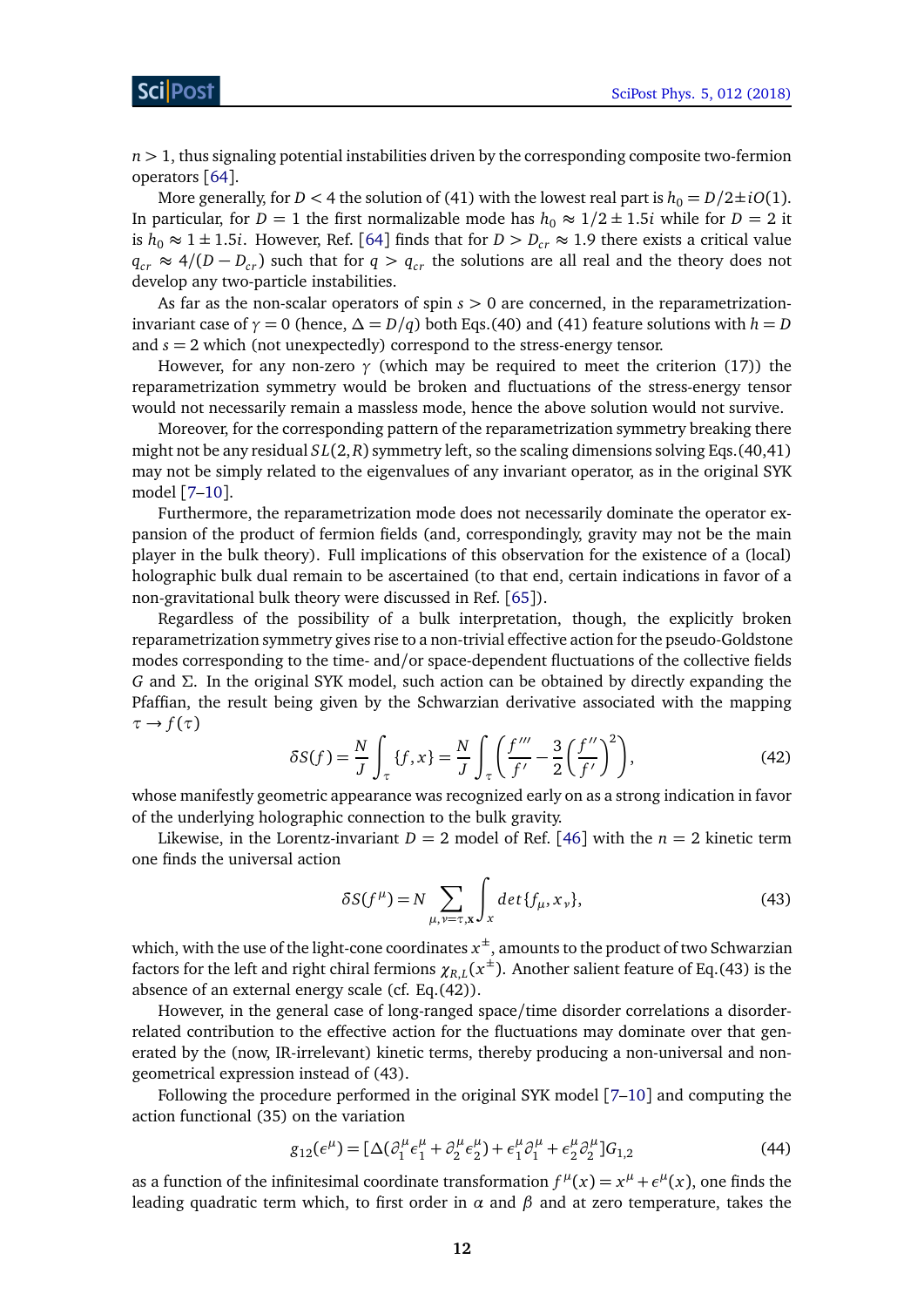$n > 1$, thus signaling potential instabilities driven by the corresponding composite two-fermion operators [64].

More generally, for $D < 4$ the solution of (41) with the lowest real part is $h_0 = D/2 \pm iO(1)$. In particular, for $D = 1$ the first normalizable mode has $h_0 \approx 1/2 \pm 1.5i$ while for $D = 2$ it is $h_0 \approx 1 \pm 1.5i$. However, Ref. [64] finds that for $D > D_{cr} \approx 1.9$ there exists a critical value $q_{cr} \approx 4/(D - D_{cr})$ such that for $q > q_{cr}$ the solutions are all real and the theory does not develop any two-particle instabilities.

As far as the non-scalar operators of spin $s > 0$ are concerned, in the reparametrization-invariant case of $\gamma = 0$ (hence, $\Delta = D/q$) both Eqs.(40) and (41) feature solutions with $h = D$ and $s = 2$ which (not unexpectedly) correspond to the stress-energy tensor.

However, for any non-zero $\gamma$ (which may be required to meet the criterion (17)) the reparametrization symmetry would be broken and fluctuations of the stress-energy tensor would not necessarily remain a massless mode, hence the above solution would not survive.

Moreover, for the corresponding pattern of the reparametrization symmetry breaking there might not be any residual $SL(2, R)$ symmetry left, so the scaling dimensions solving Eqs.(40,41) may not be simply related to the eigenvalues of any invariant operator, as in the original SYK model [7–10].

Furthermore, the reparametrization mode does not necessarily dominate the operator expansion of the product of fermion fields (and, correspondingly, gravity may not be the main player in the bulk theory). Full implications of this observation for the existence of a (local) holographic bulk dual remain to be ascertained (to that end, certain indications in favor of a non-gravitational bulk theory were discussed in Ref. [65]).

Regardless of the possibility of a bulk interpretation, though, the explicitly broken reparametrization symmetry gives rise to a non-trivial effective action for the pseudo-Goldstone modes corresponding to the time- and/or space-dependent fluctuations of the collective fields $G$ and $\Sigma$. In the original SYK model, such action can be obtained by directly expanding the Pfaffian, the result being given by the Schwarzian derivative associated with the mapping $\tau \to f(\tau)$

$$\delta S(f) = \frac{N}{J} \int_\tau \{f, x\} = \frac{N}{J} \int_\tau \left( \frac{f'''}{f'} - \frac{3}{2} \left( \frac{f''}{f'} \right)^2 \right), \tag{42}$$

whose manifestly geometric appearance was recognized early on as a strong indication in favor of the underlying holographic connection to the bulk gravity.

Likewise, in the Lorentz-invariant $D = 2$ model of Ref. [46] with the $n = 2$ kinetic term one finds the universal action

$$\delta S(f^\mu) = N \sum_{\mu, \nu = \tau, \mathbf{x}} \int_x det\{f_\mu, x_\nu\}, \tag{43}$$

which, with the use of the light-cone coordinates $x^\pm$, amounts to the product of two Schwarzian factors for the left and right chiral fermions $\chi_{R,L}(x^\pm)$. Another salient feature of Eq.(43) is the absence of an external energy scale (cf. Eq.(42)).

However, in the general case of long-ranged space/time disorder correlations a disorder-related contribution to the effective action for the fluctuations may dominate over that generated by the (now, IR-irrelevant) kinetic terms, thereby producing a non-universal and non-geometrical expression instead of (43).

Following the procedure performed in the original SYK model [7–10] and computing the action functional (35) on the variation

$$g_{12}(\epsilon^\mu) = [\Delta(\partial_1^\mu \epsilon_1^\mu + \partial_2^\mu \epsilon_2^\mu) + \epsilon_1^\mu \partial_1^\mu + \epsilon_2^\mu \partial_2^\mu] G_{1,2} \tag{44}$$

as a function of the infinitesimal coordinate transformation $f^\mu(x) = x^\mu + \epsilon^\mu(x)$, one finds the leading quadratic term which, to first order in $\alpha$ and $\beta$ and at zero temperature, takes the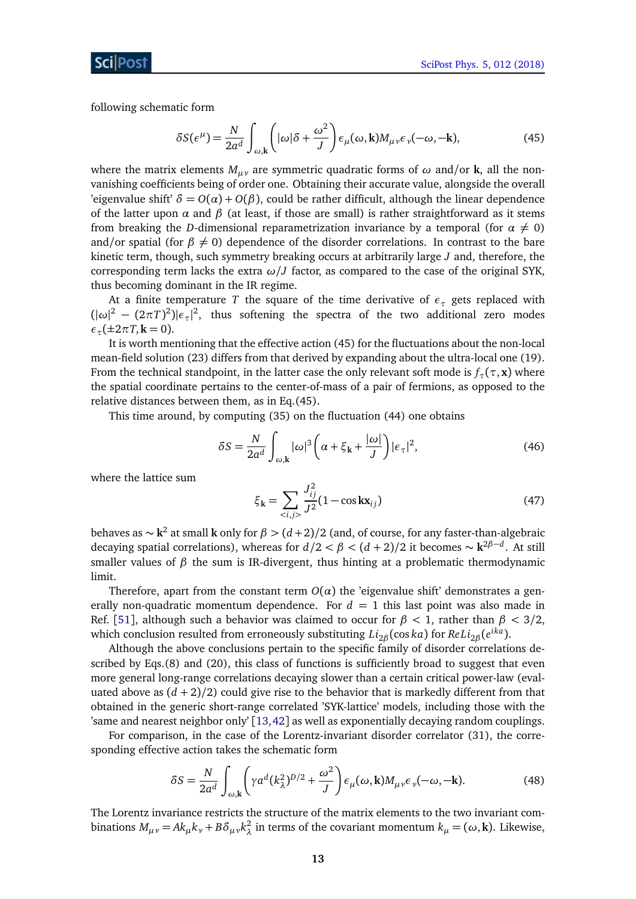following schematic form

$$\delta S(\epsilon^{\mu}) = \frac{N}{2a^d}\int_{\omega,\mathbf{k}}\left(|\omega|\delta + \frac{\omega^2}{J}\right)\epsilon_{\mu}(\omega,\mathbf{k})M_{\mu\nu}\epsilon_{\nu}(-\omega,-\mathbf{k}), \tag{45}$$

where the matrix elements $M_{\mu\nu}$ are symmetric quadratic forms of $\omega$ and/or $\mathbf{k}$, all the non-vanishing coefficients being of order one. Obtaining their accurate value, alongside the overall 'eigenvalue shift' $\delta = O(\alpha) + O(\beta)$, could be rather difficult, although the linear dependence of the latter upon $\alpha$ and $\beta$ (at least, if those are small) is rather straightforward as it stems from breaking the $D$-dimensional reparametrization invariance by a temporal (for $\alpha \neq 0$) and/or spatial (for $\beta \neq 0$) dependence of the disorder correlations. In contrast to the bare kinetic term, though, such symmetry breaking occurs at arbitrarily large $J$ and, therefore, the corresponding term lacks the extra $\omega/J$ factor, as compared to the case of the original SYK, thus becoming dominant in the IR regime.

At a finite temperature $T$ the square of the time derivative of $\epsilon_{\tau}$ gets replaced with $(|\omega|^2 - (2\pi T)^2)|\epsilon_{\tau}|^2$, thus softening the spectra of the two additional zero modes $\epsilon_{\tau}(\pm 2\pi T, \mathbf{k}=0)$.

It is worth mentioning that the effective action (45) for the fluctuations about the non-local mean-field solution (23) differs from that derived by expanding about the ultra-local one (19). From the technical standpoint, in the latter case the only relevant soft mode is $f_{\tau}(\tau,\mathbf{x})$ where the spatial coordinate pertains to the center-of-mass of a pair of fermions, as opposed to the relative distances between them, as in Eq.(45).

This time around, by computing (35) on the fluctuation (44) one obtains

$$\delta S = \frac{N}{2a^d}\int_{\omega,\mathbf{k}}|\omega|^3\left(\alpha + \xi_{\mathbf{k}} + \frac{|\omega|}{J}\right)|\epsilon_{\tau}|^2, \tag{46}$$

where the lattice sum

$$\xi_{\mathbf{k}} = \sum_{<i,j>}\frac{J_{ij}^2}{J^2}(1-\cos\mathbf{k}\mathbf{x}_{ij}) \tag{47}$$

behaves as $\sim \mathbf{k}^2$ at small $\mathbf{k}$ only for $\beta > (d+2)/2$ (and, of course, for any faster-than-algebraic decaying spatial correlations), whereas for $d/2 < \beta < (d+2)/2$ it becomes $\sim \mathbf{k}^{2\beta-d}$. At still smaller values of $\beta$ the sum is IR-divergent, thus hinting at a problematic thermodynamic limit.

Therefore, apart from the constant term $O(\alpha)$ the 'eigenvalue shift' demonstrates a generally non-quadratic momentum dependence. For $d = 1$ this last point was also made in Ref. [51], although such a behavior was claimed to occur for $\beta < 1$, rather than $\beta < 3/2$, which conclusion resulted from erroneously substituting $Li_{2\beta}(\cos ka)$ for $ReLi_{2\beta}(e^{ika})$.

Although the above conclusions pertain to the specific family of disorder correlations described by Eqs.(8) and (20), this class of functions is sufficiently broad to suggest that even more general long-range correlations decaying slower than a certain critical power-law (evaluated above as $(d+2)/2$) could give rise to the behavior that is markedly different from that obtained in the generic short-range correlated 'SYK-lattice' models, including those with the 'same and nearest neighbor only' [13,42] as well as exponentially decaying random couplings.

For comparison, in the case of the Lorentz-invariant disorder correlator (31), the corresponding effective action takes the schematic form

$$\delta S = \frac{N}{2a^d}\int_{\omega,\mathbf{k}}\left(\gamma a^d (k_{\lambda}^2)^{D/2} + \frac{\omega^2}{J}\right)\epsilon_{\mu}(\omega,\mathbf{k})M_{\mu\nu}\epsilon_{\nu}(-\omega,-\mathbf{k}). \tag{48}$$

The Lorentz invariance restricts the structure of the matrix elements to the two invariant combinations $M_{\mu\nu} = Ak_{\mu}k_{\nu} + B\delta_{\mu\nu}k_{\lambda}^2$ in terms of the covariant momentum $k_{\mu} = (\omega, \mathbf{k})$. Likewise,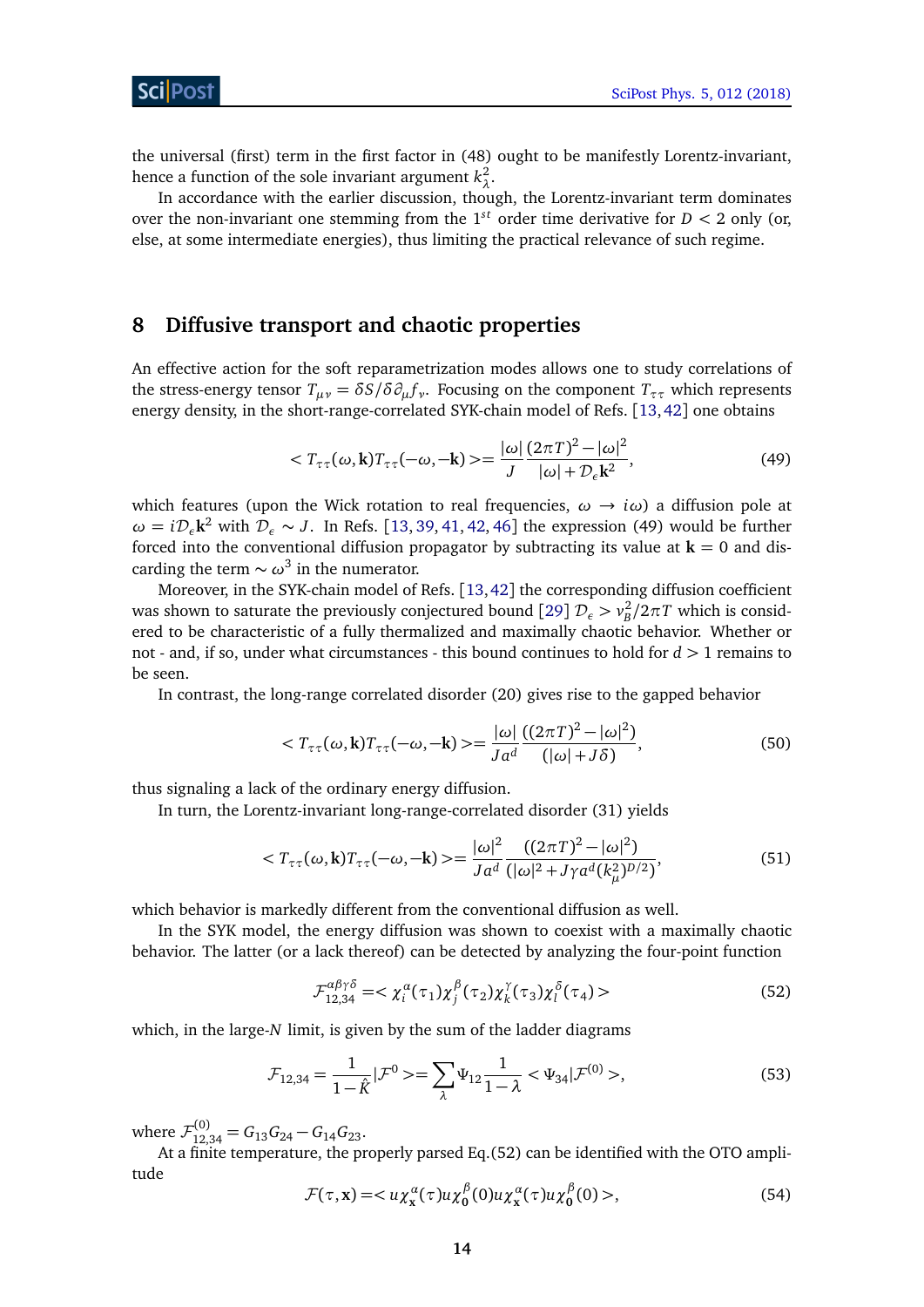the universal (first) term in the first factor in (48) ought to be manifestly Lorentz-invariant, hence a function of the sole invariant argument $k_\lambda^2$.

In accordance with the earlier discussion, though, the Lorentz-invariant term dominates over the non-invariant one stemming from the $1^{st}$ order time derivative for $D < 2$ only (or, else, at some intermediate energies), thus limiting the practical relevance of such regime.

## 8 Diffusive transport and chaotic properties

An effective action for the soft reparametrization modes allows one to study correlations of the stress-energy tensor $T_{\mu\nu} = \delta S/\delta \partial_\mu f_\nu$. Focusing on the component $T_{\tau\tau}$ which represents energy density, in the short-range-correlated SYK-chain model of Refs. [13,42] one obtains

$$< T_{\tau\tau}(\omega,\mathbf{k})T_{\tau\tau}(-\omega,-\mathbf{k}) >= \frac{|\omega|}{J}\frac{(2\pi T)^2 - |\omega|^2}{|\omega| + \mathcal{D}_\epsilon \mathbf{k}^2}, \tag{49}$$

which features (upon the Wick rotation to real frequencies, $\omega \to i\omega$) a diffusion pole at $\omega = i\mathcal{D}_\epsilon \mathbf{k}^2$ with $\mathcal{D}_\epsilon \sim J$. In Refs. [13,39,41,42,46] the expression (49) would be further forced into the conventional diffusion propagator by subtracting its value at $\mathbf{k} = 0$ and discarding the term $\sim \omega^3$ in the numerator.

Moreover, in the SYK-chain model of Refs. [13,42] the corresponding diffusion coefficient was shown to saturate the previously conjectured bound [29] $\mathcal{D}_\epsilon > v_B^2/2\pi T$ which is considered to be characteristic of a fully thermalized and maximally chaotic behavior. Whether or not - and, if so, under what circumstances - this bound continues to hold for $d > 1$ remains to be seen.

In contrast, the long-range correlated disorder (20) gives rise to the gapped behavior

$$< T_{\tau\tau}(\omega,\mathbf{k})T_{\tau\tau}(-\omega,-\mathbf{k}) >= \frac{|\omega|}{Ja^d}\frac{((2\pi T)^2 - |\omega|^2)}{(|\omega| + J\delta)}, \tag{50}$$

thus signaling a lack of the ordinary energy diffusion.

In turn, the Lorentz-invariant long-range-correlated disorder (31) yields

$$< T_{\tau\tau}(\omega,\mathbf{k})T_{\tau\tau}(-\omega,-\mathbf{k}) >= \frac{|\omega|^2}{Ja^d}\frac{((2\pi T)^2 - |\omega|^2)}{(|\omega|^2 + J\gamma a^d (k_\mu^2)^{D/2})}, \tag{51}$$

which behavior is markedly different from the conventional diffusion as well.

In the SYK model, the energy diffusion was shown to coexist with a maximally chaotic behavior. The latter (or a lack thereof) can be detected by analyzing the four-point function

$$\mathcal{F}^{\alpha\beta\gamma\delta}_{12,34} =< \chi_i^\alpha(\tau_1)\chi_j^\beta(\tau_2)\chi_k^\gamma(\tau_3)\chi_l^\delta(\tau_4) > \tag{52}$$

which, in the large-$N$ limit, is given by the sum of the ladder diagrams

$$\mathcal{F}_{12,34} = \frac{1}{1-\hat{K}}|\mathcal{F}^0 >= \sum_\lambda \Psi_{12}\frac{1}{1-\lambda} < \Psi_{34}|\mathcal{F}^{(0)} >, \tag{53}$$

where $\mathcal{F}^{(0)}_{12,34} = G_{13}G_{24} - G_{14}G_{23}$.

At a finite temperature, the properly parsed Eq.(52) can be identified with the OTO amplitude

$$\mathcal{F}(\tau,\mathbf{x}) =< u\chi_{\mathbf{x}}^\alpha(\tau)u\chi_{\mathbf{0}}^\beta(0)u\chi_{\mathbf{x}}^\alpha(\tau)u\chi_{\mathbf{0}}^\beta(0) >, \tag{54}$$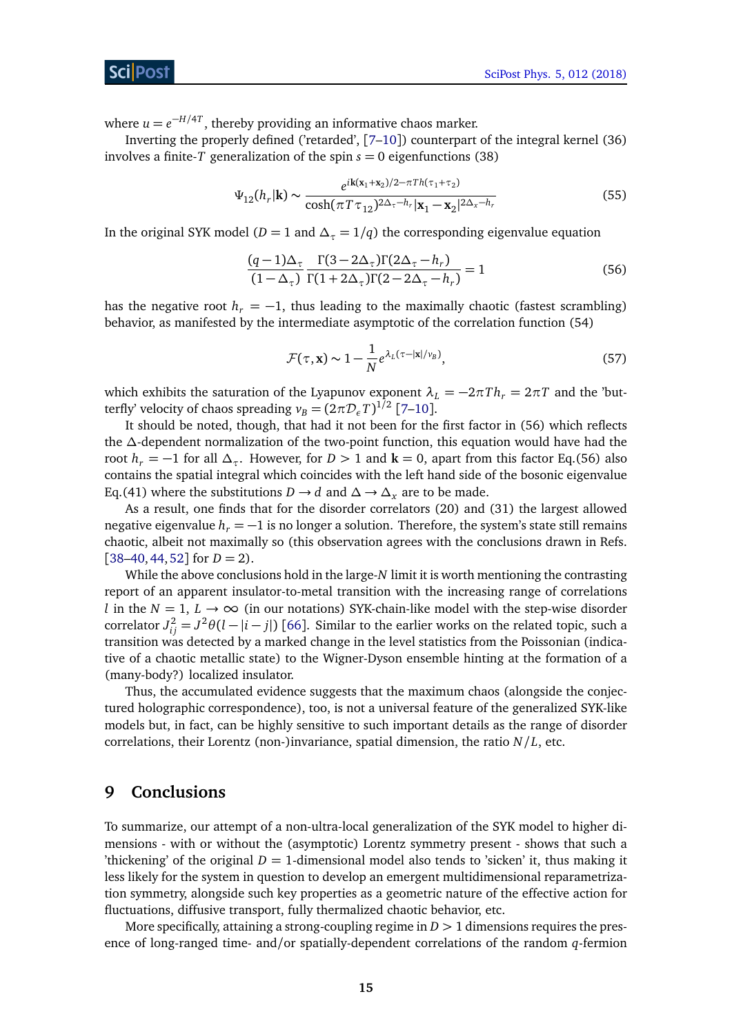where $u = e^{-H/4T}$, thereby providing an informative chaos marker.

Inverting the properly defined ('retarded', [7–10]) counterpart of the integral kernel (36) involves a finite-$T$ generalization of the spin $s = 0$ eigenfunctions (38)

$$\Psi_{12}(h_r|\mathbf{k}) \sim \frac{e^{i\mathbf{k}(\mathbf{x}_1+\mathbf{x}_2)/2-\pi T h(\tau_1+\tau_2)}}{\cosh(\pi T \tau_{12})^{2\Delta_\tau - h_r}|\mathbf{x}_1 - \mathbf{x}_2|^{2\Delta_x - h_r}} \tag{55}$$

In the original SYK model ($D = 1$ and $\Delta_\tau = 1/q$) the corresponding eigenvalue equation

$$\frac{(q-1)\Delta_\tau}{(1-\Delta_\tau)} \frac{\Gamma(3-2\Delta_\tau)\Gamma(2\Delta_\tau - h_r)}{\Gamma(1+2\Delta_\tau)\Gamma(2-2\Delta_\tau - h_r)} = 1 \tag{56}$$

has the negative root $h_r = -1$, thus leading to the maximally chaotic (fastest scrambling) behavior, as manifested by the intermediate asymptotic of the correlation function (54)

$$\mathcal{F}(\tau, \mathbf{x}) \sim 1 - \frac{1}{N} e^{\lambda_L(\tau - |\mathbf{x}|/\nu_B)}, \tag{57}$$

which exhibits the saturation of the Lyapunov exponent $\lambda_L = -2\pi T h_r = 2\pi T$ and the 'butterfly' velocity of chaos spreading $v_B = (2\pi \mathcal{D}_\epsilon T)^{1/2}$ [7–10].

It should be noted, though, that had it not been for the first factor in (56) which reflects the $\Delta$-dependent normalization of the two-point function, this equation would have had the root $h_r = -1$ for all $\Delta_\tau$. However, for $D > 1$ and $\mathbf{k} = 0$, apart from this factor Eq.(56) also contains the spatial integral which coincides with the left hand side of the bosonic eigenvalue Eq.(41) where the substitutions $D \to d$ and $\Delta \to \Delta_x$ are to be made.

As a result, one finds that for the disorder correlators (20) and (31) the largest allowed negative eigenvalue $h_r = -1$ is no longer a solution. Therefore, the system's state still remains chaotic, albeit not maximally so (this observation agrees with the conclusions drawn in Refs. [38–40, 44, 52] for $D = 2$).

While the above conclusions hold in the large-$N$ limit it is worth mentioning the contrasting report of an apparent insulator-to-metal transition with the increasing range of correlations $l$ in the $N = 1$, $L \to \infty$ (in our notations) SYK-chain-like model with the step-wise disorder correlator $J_{ij}^2 = J^2\theta(l - |i - j|)$ [66]. Similar to the earlier works on the related topic, such a transition was detected by a marked change in the level statistics from the Poissonian (indicative of a chaotic metallic state) to the Wigner-Dyson ensemble hinting at the formation of a (many-body?) localized insulator.

Thus, the accumulated evidence suggests that the maximum chaos (alongside the conjectured holographic correspondence), too, is not a universal feature of the generalized SYK-like models but, in fact, can be highly sensitive to such important details as the range of disorder correlations, their Lorentz (non-)invariance, spatial dimension, the ratio $N/L$, etc.

## 9 Conclusions

To summarize, our attempt of a non-ultra-local generalization of the SYK model to higher dimensions - with or without the (asymptotic) Lorentz symmetry present - shows that such a 'thickening' of the original $D = 1$-dimensional model also tends to 'sicken' it, thus making it less likely for the system in question to develop an emergent multidimensional reparametrization symmetry, alongside such key properties as a geometric nature of the effective action for fluctuations, diffusive transport, fully thermalized chaotic behavior, etc.

More specifically, attaining a strong-coupling regime in $D > 1$ dimensions requires the presence of long-ranged time- and/or spatially-dependent correlations of the random $q$-fermion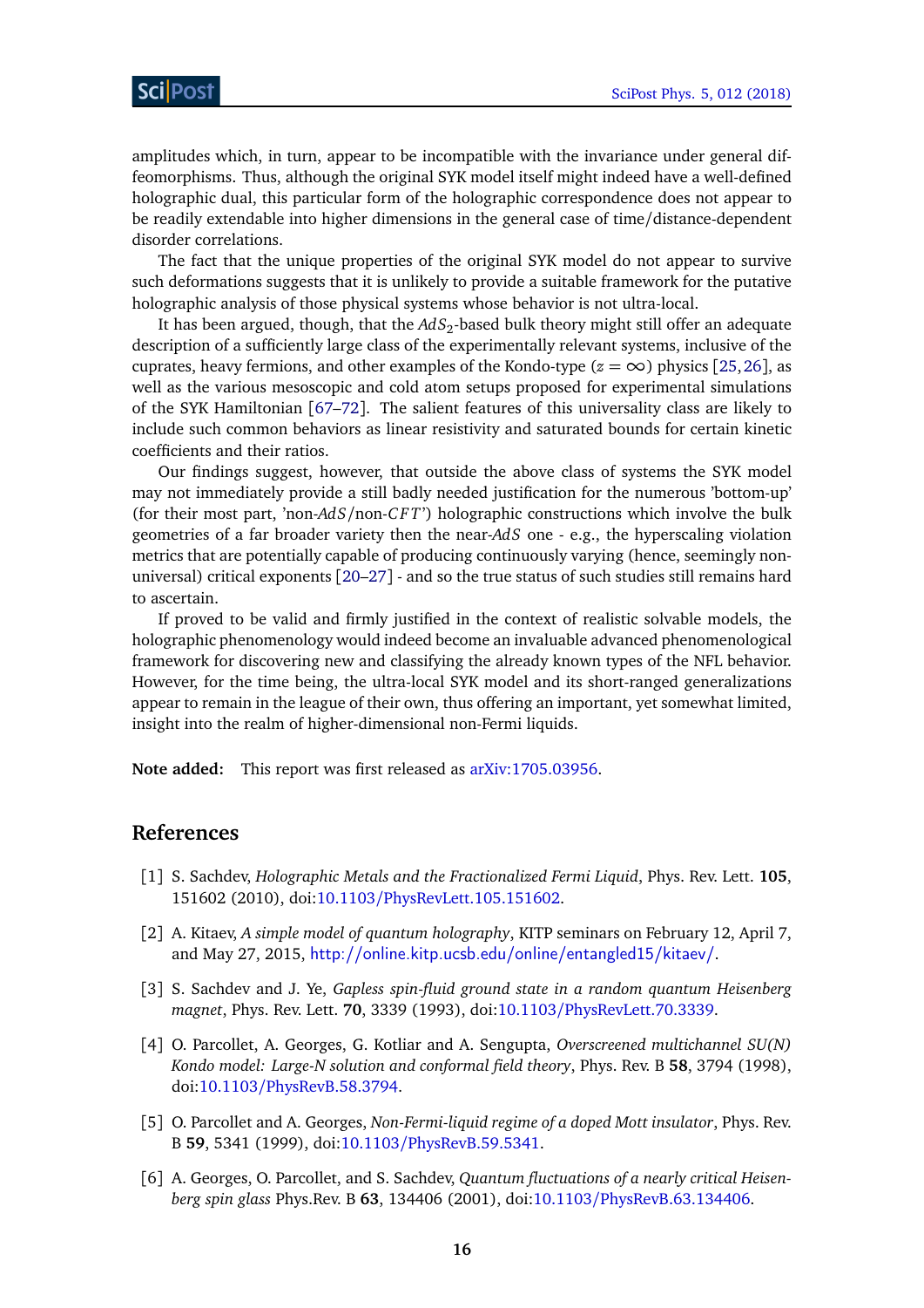amplitudes which, in turn, appear to be incompatible with the invariance under general diffeomorphisms. Thus, although the original SYK model itself might indeed have a well-defined holographic dual, this particular form of the holographic correspondence does not appear to be readily extendable into higher dimensions in the general case of time/distance-dependent disorder correlations.

The fact that the unique properties of the original SYK model do not appear to survive such deformations suggests that it is unlikely to provide a suitable framework for the putative holographic analysis of those physical systems whose behavior is not ultra-local.

It has been argued, though, that the $AdS_2$-based bulk theory might still offer an adequate description of a sufficiently large class of the experimentally relevant systems, inclusive of the cuprates, heavy fermions, and other examples of the Kondo-type ($z = \infty$) physics [25,26], as well as the various mesoscopic and cold atom setups proposed for experimental simulations of the SYK Hamiltonian [67–72]. The salient features of this universality class are likely to include such common behaviors as linear resistivity and saturated bounds for certain kinetic coefficients and their ratios.

Our findings suggest, however, that outside the above class of systems the SYK model may not immediately provide a still badly needed justification for the numerous 'bottom-up' (for their most part, 'non-$AdS$/non-$CFT$') holographic constructions which involve the bulk geometries of a far broader variety then the near-$AdS$ one - e.g., the hyperscaling violation metrics that are potentially capable of producing continuously varying (hence, seemingly non-universal) critical exponents [20–27] - and so the true status of such studies still remains hard to ascertain.

If proved to be valid and firmly justified in the context of realistic solvable models, the holographic phenomenology would indeed become an invaluable advanced phenomenological framework for discovering new and classifying the already known types of the NFL behavior. However, for the time being, the ultra-local SYK model and its short-ranged generalizations appear to remain in the league of their own, thus offering an important, yet somewhat limited, insight into the realm of higher-dimensional non-Fermi liquids.

**Note added:** This report was first released as arXiv:1705.03956.

## References

[1] S. Sachdev, *Holographic Metals and the Fractionalized Fermi Liquid*, Phys. Rev. Lett. **105**, 151602 (2010), doi:10.1103/PhysRevLett.105.151602.

[2] A. Kitaev, *A simple model of quantum holography*, KITP seminars on February 12, April 7, and May 27, 2015, http://online.kitp.ucsb.edu/online/entangled15/kitaev/.

[3] S. Sachdev and J. Ye, *Gapless spin-fluid ground state in a random quantum Heisenberg magnet*, Phys. Rev. Lett. **70**, 3339 (1993), doi:10.1103/PhysRevLett.70.3339.

[4] O. Parcollet, A. Georges, G. Kotliar and A. Sengupta, *Overscreened multichannel SU(N) Kondo model: Large-N solution and conformal field theory*, Phys. Rev. B **58**, 3794 (1998), doi:10.1103/PhysRevB.58.3794.

[5] O. Parcollet and A. Georges, *Non-Fermi-liquid regime of a doped Mott insulator*, Phys. Rev. B **59**, 5341 (1999), doi:10.1103/PhysRevB.59.5341.

[6] A. Georges, O. Parcollet, and S. Sachdev, *Quantum fluctuations of a nearly critical Heisenberg spin glass* Phys.Rev. B **63**, 134406 (2001), doi:10.1103/PhysRevB.63.134406.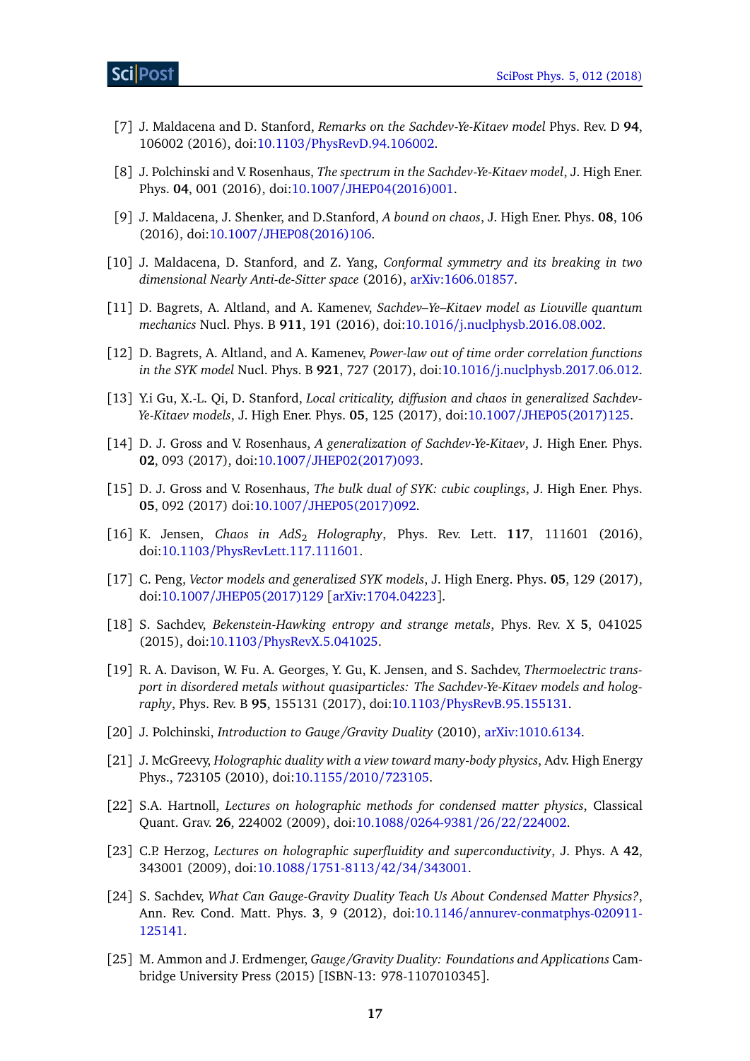[7] J. Maldacena and D. Stanford, *Remarks on the Sachdev-Ye-Kitaev model* Phys. Rev. D **94**, 106002 (2016), doi:10.1103/PhysRevD.94.106002.

[8] J. Polchinski and V. Rosenhaus, *The spectrum in the Sachdev-Ye-Kitaev model*, J. High Ener. Phys. **04**, 001 (2016), doi:10.1007/JHEP04(2016)001.

[9] J. Maldacena, J. Shenker, and D.Stanford, *A bound on chaos*, J. High Ener. Phys. **08**, 106 (2016), doi:10.1007/JHEP08(2016)106.

[10] J. Maldacena, D. Stanford, and Z. Yang, *Conformal symmetry and its breaking in two dimensional Nearly Anti-de-Sitter space* (2016), arXiv:1606.01857.

[11] D. Bagrets, A. Altland, and A. Kamenev, *Sachdev–Ye–Kitaev model as Liouville quantum mechanics* Nucl. Phys. B **911**, 191 (2016), doi:10.1016/j.nuclphysb.2016.08.002.

[12] D. Bagrets, A. Altland, and A. Kamenev, *Power-law out of time order correlation functions in the SYK model* Nucl. Phys. B **921**, 727 (2017), doi:10.1016/j.nuclphysb.2017.06.012.

[13] Y.i Gu, X.-L. Qi, D. Stanford, *Local criticality, diffusion and chaos in generalized Sachdev-Ye-Kitaev models*, J. High Ener. Phys. **05**, 125 (2017), doi:10.1007/JHEP05(2017)125.

[14] D. J. Gross and V. Rosenhaus, *A generalization of Sachdev-Ye-Kitaev*, J. High Ener. Phys. **02**, 093 (2017), doi:10.1007/JHEP02(2017)093.

[15] D. J. Gross and V. Rosenhaus, *The bulk dual of SYK: cubic couplings*, J. High Ener. Phys. **05**, 092 (2017) doi:10.1007/JHEP05(2017)092.

[16] K. Jensen, *Chaos in $AdS_2$ Holography*, Phys. Rev. Lett. **117**, 111601 (2016), doi:10.1103/PhysRevLett.117.111601.

[17] C. Peng, *Vector models and generalized SYK models*, J. High Energ. Phys. **05**, 129 (2017), doi:10.1007/JHEP05(2017)129 [arXiv:1704.04223].

[18] S. Sachdev, *Bekenstein-Hawking entropy and strange metals*, Phys. Rev. X **5**, 041025 (2015), doi:10.1103/PhysRevX.5.041025.

[19] R. A. Davison, W. Fu. A. Georges, Y. Gu, K. Jensen, and S. Sachdev, *Thermoelectric transport in disordered metals without quasiparticles: The Sachdev-Ye-Kitaev models and holography*, Phys. Rev. B **95**, 155131 (2017), doi:10.1103/PhysRevB.95.155131.

[20] J. Polchinski, *Introduction to Gauge/Gravity Duality* (2010), arXiv:1010.6134.

[21] J. McGreevy, *Holographic duality with a view toward many-body physics*, Adv. High Energy Phys., 723105 (2010), doi:10.1155/2010/723105.

[22] S.A. Hartnoll, *Lectures on holographic methods for condensed matter physics*, Classical Quant. Grav. **26**, 224002 (2009), doi:10.1088/0264-9381/26/22/224002.

[23] C.P. Herzog, *Lectures on holographic superfluidity and superconductivity*, J. Phys. A **42**, 343001 (2009), doi:10.1088/1751-8113/42/34/343001.

[24] S. Sachdev, *What Can Gauge-Gravity Duality Teach Us About Condensed Matter Physics?*, Ann. Rev. Cond. Matt. Phys. **3**, 9 (2012), doi:10.1146/annurev-conmatphys-020911-125141.

[25] M. Ammon and J. Erdmenger, *Gauge/Gravity Duality: Foundations and Applications* Cambridge University Press (2015) [ISBN-13: 978-1107010345].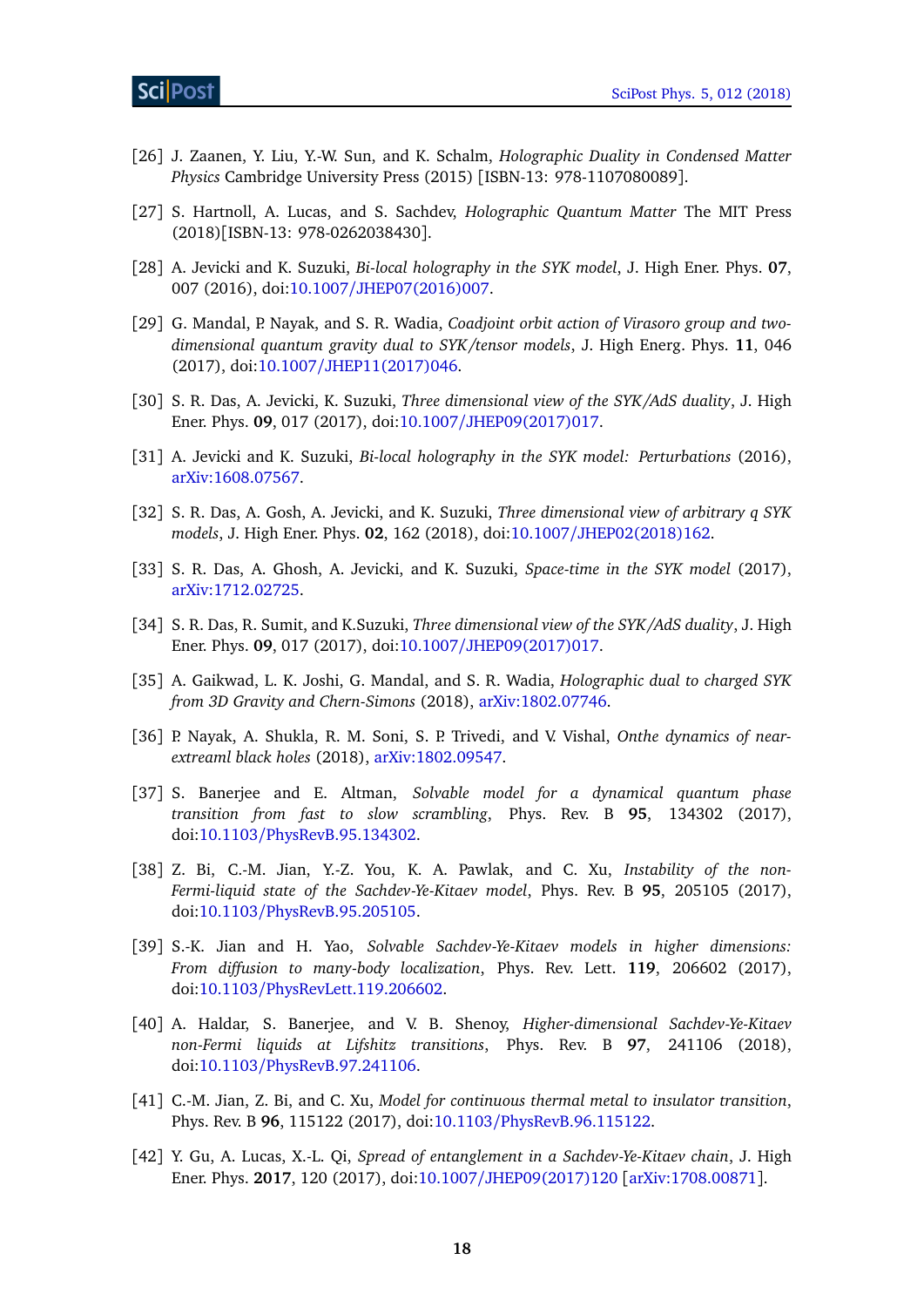[26] J. Zaanen, Y. Liu, Y.-W. Sun, and K. Schalm, *Holographic Duality in Condensed Matter Physics* Cambridge University Press (2015) [ISBN-13: 978-1107080089].

[27] S. Hartnoll, A. Lucas, and S. Sachdev, *Holographic Quantum Matter* The MIT Press (2018)[ISBN-13: 978-0262038430].

[28] A. Jevicki and K. Suzuki, *Bi-local holography in the SYK model*, J. High Ener. Phys. **07**, 007 (2016), doi:10.1007/JHEP07(2016)007.

[29] G. Mandal, P. Nayak, and S. R. Wadia, *Coadjoint orbit action of Virasoro group and two-dimensional quantum gravity dual to SYK/tensor models*, J. High Energ. Phys. **11**, 046 (2017), doi:10.1007/JHEP11(2017)046.

[30] S. R. Das, A. Jevicki, K. Suzuki, *Three dimensional view of the SYK/AdS duality*, J. High Ener. Phys. **09**, 017 (2017), doi:10.1007/JHEP09(2017)017.

[31] A. Jevicki and K. Suzuki, *Bi-local holography in the SYK model: Perturbations* (2016), arXiv:1608.07567.

[32] S. R. Das, A. Gosh, A. Jevicki, and K. Suzuki, *Three dimensional view of arbitrary q SYK models*, J. High Ener. Phys. **02**, 162 (2018), doi:10.1007/JHEP02(2018)162.

[33] S. R. Das, A. Ghosh, A. Jevicki, and K. Suzuki, *Space-time in the SYK model* (2017), arXiv:1712.02725.

[34] S. R. Das, R. Sumit, and K.Suzuki, *Three dimensional view of the SYK/AdS duality*, J. High Ener. Phys. **09**, 017 (2017), doi:10.1007/JHEP09(2017)017.

[35] A. Gaikwad, L. K. Joshi, G. Mandal, and S. R. Wadia, *Holographic dual to charged SYK from 3D Gravity and Chern-Simons* (2018), arXiv:1802.07746.

[36] P. Nayak, A. Shukla, R. M. Soni, S. P. Trivedi, and V. Vishal, *Onthe dynamics of near-extreaml black holes* (2018), arXiv:1802.09547.

[37] S. Banerjee and E. Altman, *Solvable model for a dynamical quantum phase transition from fast to slow scrambling*, Phys. Rev. B **95**, 134302 (2017), doi:10.1103/PhysRevB.95.134302.

[38] Z. Bi, C.-M. Jian, Y.-Z. You, K. A. Pawlak, and C. Xu, *Instability of the non-Fermi-liquid state of the Sachdev-Ye-Kitaev model*, Phys. Rev. B **95**, 205105 (2017), doi:10.1103/PhysRevB.95.205105.

[39] S.-K. Jian and H. Yao, *Solvable Sachdev-Ye-Kitaev models in higher dimensions: From diffusion to many-body localization*, Phys. Rev. Lett. **119**, 206602 (2017), doi:10.1103/PhysRevLett.119.206602.

[40] A. Haldar, S. Banerjee, and V. B. Shenoy, *Higher-dimensional Sachdev-Ye-Kitaev non-Fermi liquids at Lifshitz transitions*, Phys. Rev. B **97**, 241106 (2018), doi:10.1103/PhysRevB.97.241106.

[41] C.-M. Jian, Z. Bi, and C. Xu, *Model for continuous thermal metal to insulator transition*, Phys. Rev. B **96**, 115122 (2017), doi:10.1103/PhysRevB.96.115122.

[42] Y. Gu, A. Lucas, X.-L. Qi, *Spread of entanglement in a Sachdev-Ye-Kitaev chain*, J. High Ener. Phys. **2017**, 120 (2017), doi:10.1007/JHEP09(2017)120 [arXiv:1708.00871].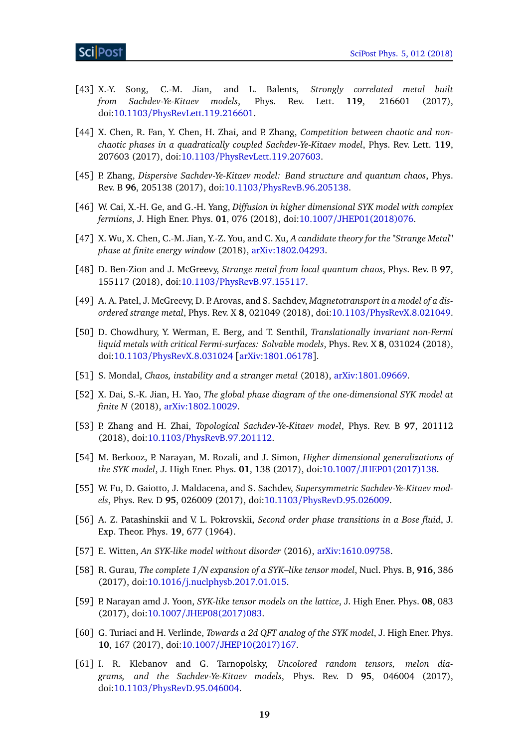[43] X.-Y. Song, C.-M. Jian, and L. Balents, *Strongly correlated metal built from Sachdev-Ye-Kitaev models*, Phys. Rev. Lett. **119**, 216601 (2017), doi:10.1103/PhysRevLett.119.216601.

[44] X. Chen, R. Fan, Y. Chen, H. Zhai, and P. Zhang, *Competition between chaotic and non-chaotic phases in a quadratically coupled Sachdev-Ye-Kitaev model*, Phys. Rev. Lett. **119**, 207603 (2017), doi:10.1103/PhysRevLett.119.207603.

[45] P. Zhang, *Dispersive Sachdev-Ye-Kitaev model: Band structure and quantum chaos*, Phys. Rev. B **96**, 205138 (2017), doi:10.1103/PhysRevB.96.205138.

[46] W. Cai, X.-H. Ge, and G.-H. Yang, *Diffusion in higher dimensional SYK model with complex fermions*, J. High Ener. Phys. **01**, 076 (2018), doi:10.1007/JHEP01(2018)076.

[47] X. Wu, X. Chen, C.-M. Jian, Y.-Z. You, and C. Xu, *A candidate theory for the "Strange Metal" phase at finite energy window* (2018), arXiv:1802.04293.

[48] D. Ben-Zion and J. McGreevy, *Strange metal from local quantum chaos*, Phys. Rev. B **97**, 155117 (2018), doi:10.1103/PhysRevB.97.155117.

[49] A. A. Patel, J. McGreevy, D. P. Arovas, and S. Sachdev, *Magnetotransport in a model of a disordered strange metal*, Phys. Rev. X **8**, 021049 (2018), doi:10.1103/PhysRevX.8.021049.

[50] D. Chowdhury, Y. Werman, E. Berg, and T. Senthil, *Translationally invariant non-Fermi liquid metals with critical Fermi-surfaces: Solvable models*, Phys. Rev. X **8**, 031024 (2018), doi:10.1103/PhysRevX.8.031024 [arXiv:1801.06178].

[51] S. Mondal, *Chaos, instability and a stranger metal* (2018), arXiv:1801.09669.

[52] X. Dai, S.-K. Jian, H. Yao, *The global phase diagram of the one-dimensional SYK model at finite N* (2018), arXiv:1802.10029.

[53] P. Zhang and H. Zhai, *Topological Sachdev-Ye-Kitaev model*, Phys. Rev. B **97**, 201112 (2018), doi:10.1103/PhysRevB.97.201112.

[54] M. Berkooz, P. Narayan, M. Rozali, and J. Simon, *Higher dimensional generalizations of the SYK model*, J. High Ener. Phys. **01**, 138 (2017), doi:10.1007/JHEP01(2017)138.

[55] W. Fu, D. Gaiotto, J. Maldacena, and S. Sachdev, *Supersymmetric Sachdev-Ye-Kitaev models*, Phys. Rev. D **95**, 026009 (2017), doi:10.1103/PhysRevD.95.026009.

[56] A. Z. Patashinskii and V. L. Pokrovskii, *Second order phase transitions in a Bose fluid*, J. Exp. Theor. Phys. **19**, 677 (1964).

[57] E. Witten, *An SYK-like model without disorder* (2016), arXiv:1610.09758.

[58] R. Gurau, *The complete 1/N expansion of a SYK–like tensor model*, Nucl. Phys. B, **916**, 386 (2017), doi:10.1016/j.nuclphysb.2017.01.015.

[59] P. Narayan amd J. Yoon, *SYK-like tensor models on the lattice*, J. High Ener. Phys. **08**, 083 (2017), doi:10.1007/JHEP08(2017)083.

[60] G. Turiaci and H. Verlinde, *Towards a 2d QFT analog of the SYK model*, J. High Ener. Phys. **10**, 167 (2017), doi:10.1007/JHEP10(2017)167.

[61] I. R. Klebanov and G. Tarnopolsky, *Uncolored random tensors, melon diagrams, and the Sachdev-Ye-Kitaev models*, Phys. Rev. D **95**, 046004 (2017), doi:10.1103/PhysRevD.95.046004.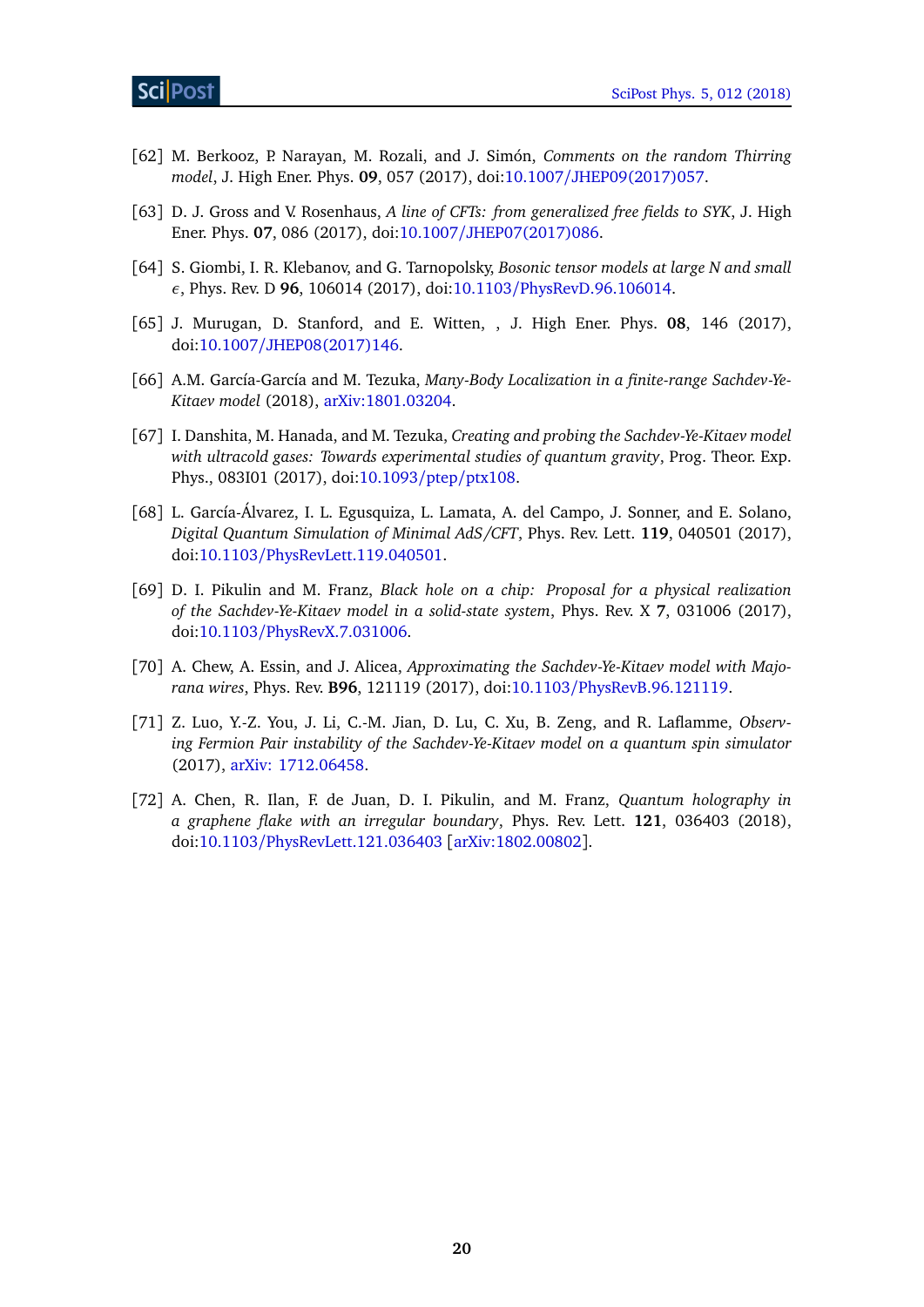[62] M. Berkooz, P. Narayan, M. Rozali, and J. Simón, *Comments on the random Thirring model*, J. High Ener. Phys. **09**, 057 (2017), doi:10.1007/JHEP09(2017)057.

[63] D. J. Gross and V. Rosenhaus, *A line of CFTs: from generalized free fields to SYK*, J. High Ener. Phys. **07**, 086 (2017), doi:10.1007/JHEP07(2017)086.

[64] S. Giombi, I. R. Klebanov, and G. Tarnopolsky, *Bosonic tensor models at large N and small* $\epsilon$, Phys. Rev. D **96**, 106014 (2017), doi:10.1103/PhysRevD.96.106014.

[65] J. Murugan, D. Stanford, and E. Witten, , J. High Ener. Phys. **08**, 146 (2017), doi:10.1007/JHEP08(2017)146.

[66] A.M. García-García and M. Tezuka, *Many-Body Localization in a finite-range Sachdev-Ye-Kitaev model* (2018), arXiv:1801.03204.

[67] I. Danshita, M. Hanada, and M. Tezuka, *Creating and probing the Sachdev-Ye-Kitaev model with ultracold gases: Towards experimental studies of quantum gravity*, Prog. Theor. Exp. Phys., 083I01 (2017), doi:10.1093/ptep/ptx108.

[68] L. García-Álvarez, I. L. Egusquiza, L. Lamata, A. del Campo, J. Sonner, and E. Solano, *Digital Quantum Simulation of Minimal AdS/CFT*, Phys. Rev. Lett. **119**, 040501 (2017), doi:10.1103/PhysRevLett.119.040501.

[69] D. I. Pikulin and M. Franz, *Black hole on a chip: Proposal for a physical realization of the Sachdev-Ye-Kitaev model in a solid-state system*, Phys. Rev. X **7**, 031006 (2017), doi:10.1103/PhysRevX.7.031006.

[70] A. Chew, A. Essin, and J. Alicea, *Approximating the Sachdev-Ye-Kitaev model with Majorana wires*, Phys. Rev. **B96**, 121119 (2017), doi:10.1103/PhysRevB.96.121119.

[71] Z. Luo, Y.-Z. You, J. Li, C.-M. Jian, D. Lu, C. Xu, B. Zeng, and R. Laflamme, *Observing Fermion Pair instability of the Sachdev-Ye-Kitaev model on a quantum spin simulator* (2017), arXiv: 1712.06458.

[72] A. Chen, R. Ilan, F. de Juan, D. I. Pikulin, and M. Franz, *Quantum holography in a graphene flake with an irregular boundary*, Phys. Rev. Lett. **121**, 036403 (2018), doi:10.1103/PhysRevLett.121.036403 [arXiv:1802.00802].